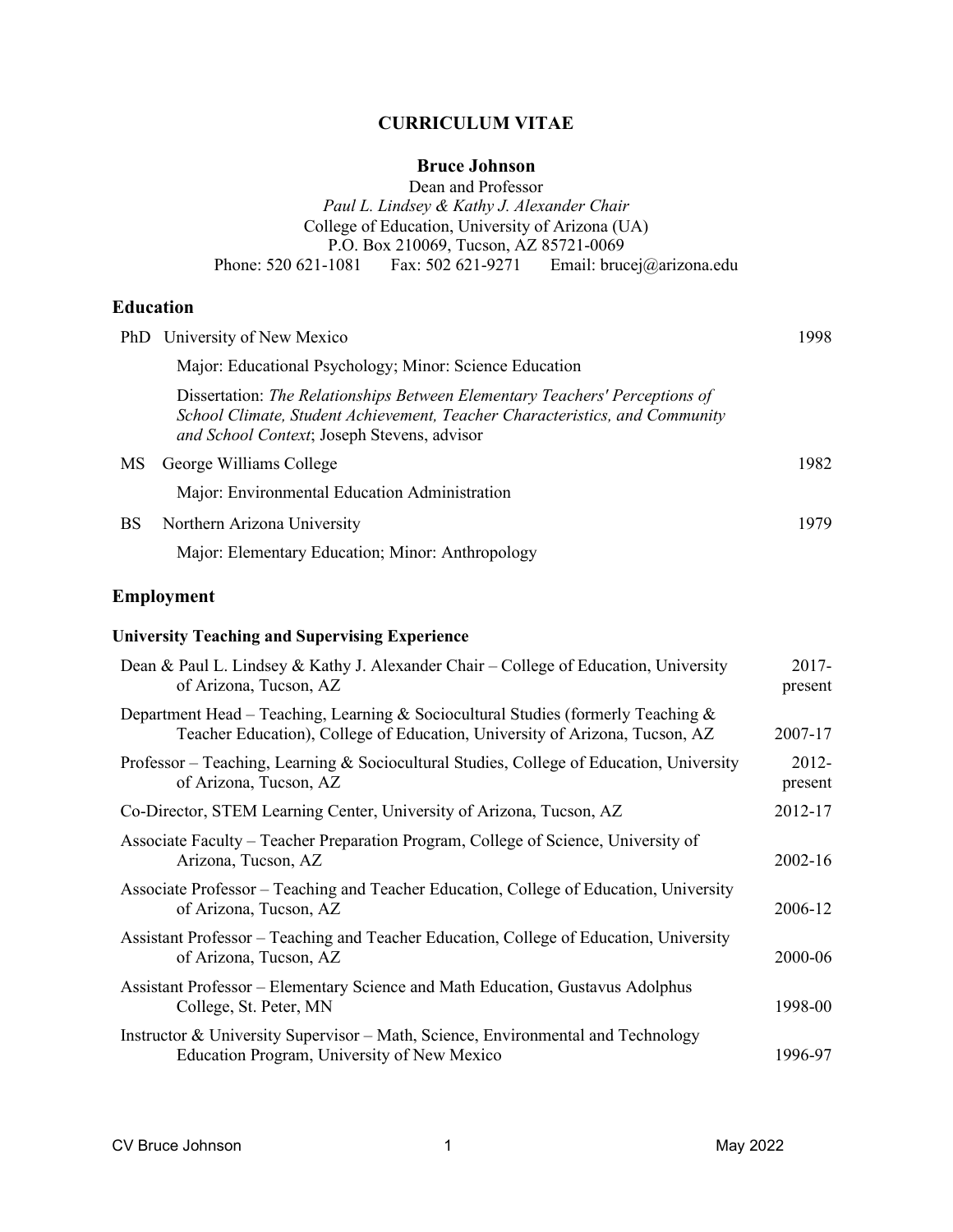# CURRICULUM VITAE

## Bruce Johnson

Dean and Professor
*Paul L. Lindsey & Kathy J. Alexander Chair*
College of Education, University of Arizona (UA)
P.O. Box 210069, Tucson, AZ 85721-0069
Phone: 520 621-1081 Fax: 502 621-9271 Email: brucej@arizona.edu

## Education

**PhD** University of New Mexico — 1998

Major: Educational Psychology; Minor: Science Education

Dissertation: *The Relationships Between Elementary Teachers' Perceptions of School Climate, Student Achievement, Teacher Characteristics, and Community and School Context*; Joseph Stevens, advisor

**MS** George Williams College — 1982

Major: Environmental Education Administration

**BS** Northern Arizona University — 1979

Major: Elementary Education; Minor: Anthropology

## Employment

### University Teaching and Supervising Experience

| Position | Years |
|---|---|
| Dean & Paul L. Lindsey & Kathy J. Alexander Chair – College of Education, University of Arizona, Tucson, AZ | 2017-present |
| Department Head – Teaching, Learning & Sociocultural Studies (formerly Teaching & Teacher Education), College of Education, University of Arizona, Tucson, AZ | 2007-17 |
| Professor – Teaching, Learning & Sociocultural Studies, College of Education, University of Arizona, Tucson, AZ | 2012-present |
| Co-Director, STEM Learning Center, University of Arizona, Tucson, AZ | 2012-17 |
| Associate Faculty – Teacher Preparation Program, College of Science, University of Arizona, Tucson, AZ | 2002-16 |
| Associate Professor – Teaching and Teacher Education, College of Education, University of Arizona, Tucson, AZ | 2006-12 |
| Assistant Professor – Teaching and Teacher Education, College of Education, University of Arizona, Tucson, AZ | 2000-06 |
| Assistant Professor – Elementary Science and Math Education, Gustavus Adolphus College, St. Peter, MN | 1998-00 |
| Instructor & University Supervisor – Math, Science, Environmental and Technology Education Program, University of New Mexico | 1996-97 |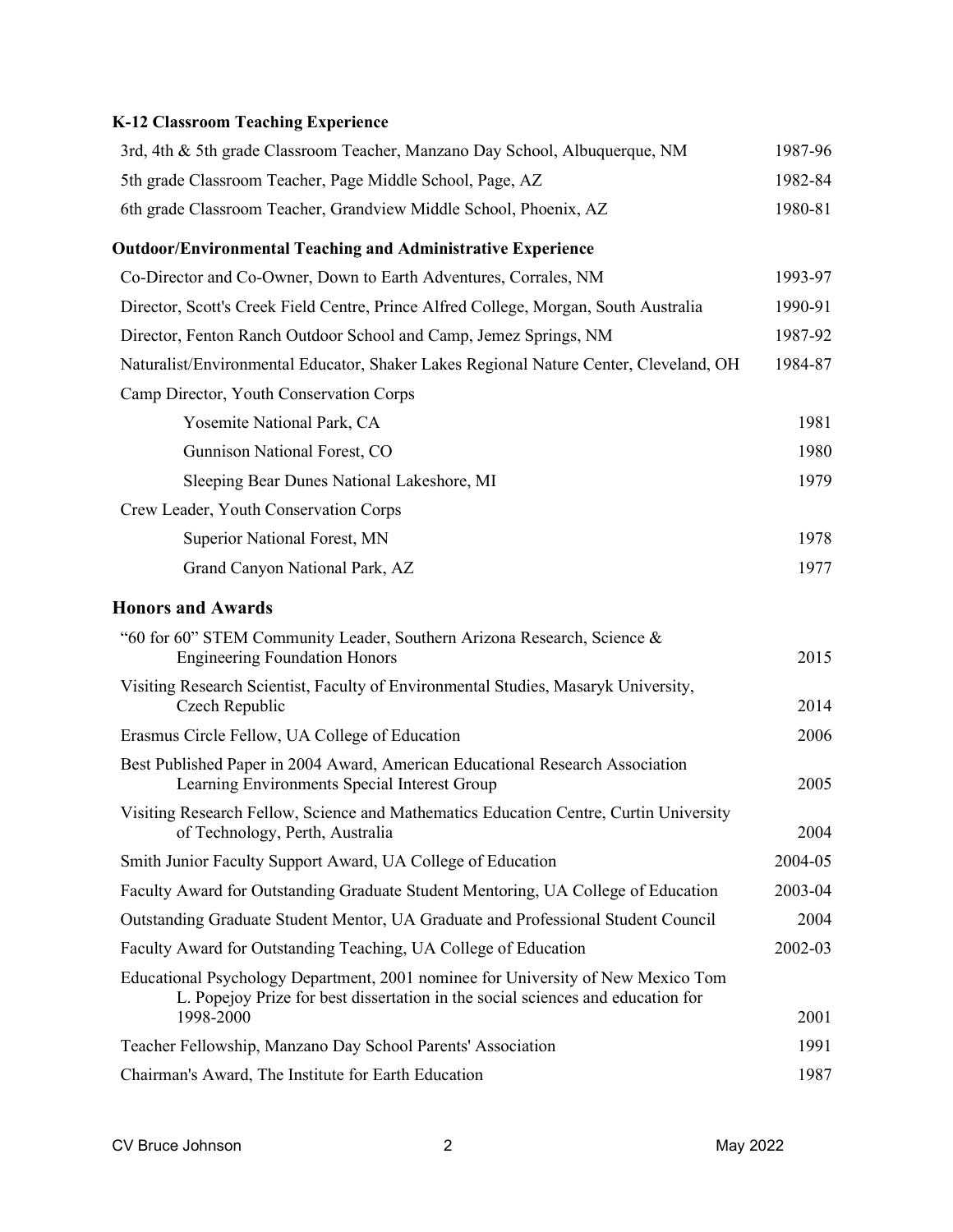### K-12 Classroom Teaching Experience

| | |
|---|---|
| 3rd, 4th & 5th grade Classroom Teacher, Manzano Day School, Albuquerque, NM | 1987-96 |
| 5th grade Classroom Teacher, Page Middle School, Page, AZ | 1982-84 |
| 6th grade Classroom Teacher, Grandview Middle School, Phoenix, AZ | 1980-81 |

### Outdoor/Environmental Teaching and Administrative Experience

| | |
|---|---|
| Co-Director and Co-Owner, Down to Earth Adventures, Corrales, NM | 1993-97 |
| Director, Scott's Creek Field Centre, Prince Alfred College, Morgan, South Australia | 1990-91 |
| Director, Fenton Ranch Outdoor School and Camp, Jemez Springs, NM | 1987-92 |
| Naturalist/Environmental Educator, Shaker Lakes Regional Nature Center, Cleveland, OH | 1984-87 |
| Camp Director, Youth Conservation Corps | |
| Yosemite National Park, CA | 1981 |
| Gunnison National Forest, CO | 1980 |
| Sleeping Bear Dunes National Lakeshore, MI | 1979 |
| Crew Leader, Youth Conservation Corps | |
| Superior National Forest, MN | 1978 |
| Grand Canyon National Park, AZ | 1977 |

## Honors and Awards

| | |
|---|---|
| "60 for 60" STEM Community Leader, Southern Arizona Research, Science & Engineering Foundation Honors | 2015 |
| Visiting Research Scientist, Faculty of Environmental Studies, Masaryk University, Czech Republic | 2014 |
| Erasmus Circle Fellow, UA College of Education | 2006 |
| Best Published Paper in 2004 Award, American Educational Research Association Learning Environments Special Interest Group | 2005 |
| Visiting Research Fellow, Science and Mathematics Education Centre, Curtin University of Technology, Perth, Australia | 2004 |
| Smith Junior Faculty Support Award, UA College of Education | 2004-05 |
| Faculty Award for Outstanding Graduate Student Mentoring, UA College of Education | 2003-04 |
| Outstanding Graduate Student Mentor, UA Graduate and Professional Student Council | 2004 |
| Faculty Award for Outstanding Teaching, UA College of Education | 2002-03 |
| Educational Psychology Department, 2001 nominee for University of New Mexico Tom L. Popejoy Prize for best dissertation in the social sciences and education for 1998-2000 | 2001 |
| Teacher Fellowship, Manzano Day School Parents' Association | 1991 |
| Chairman's Award, The Institute for Earth Education | 1987 |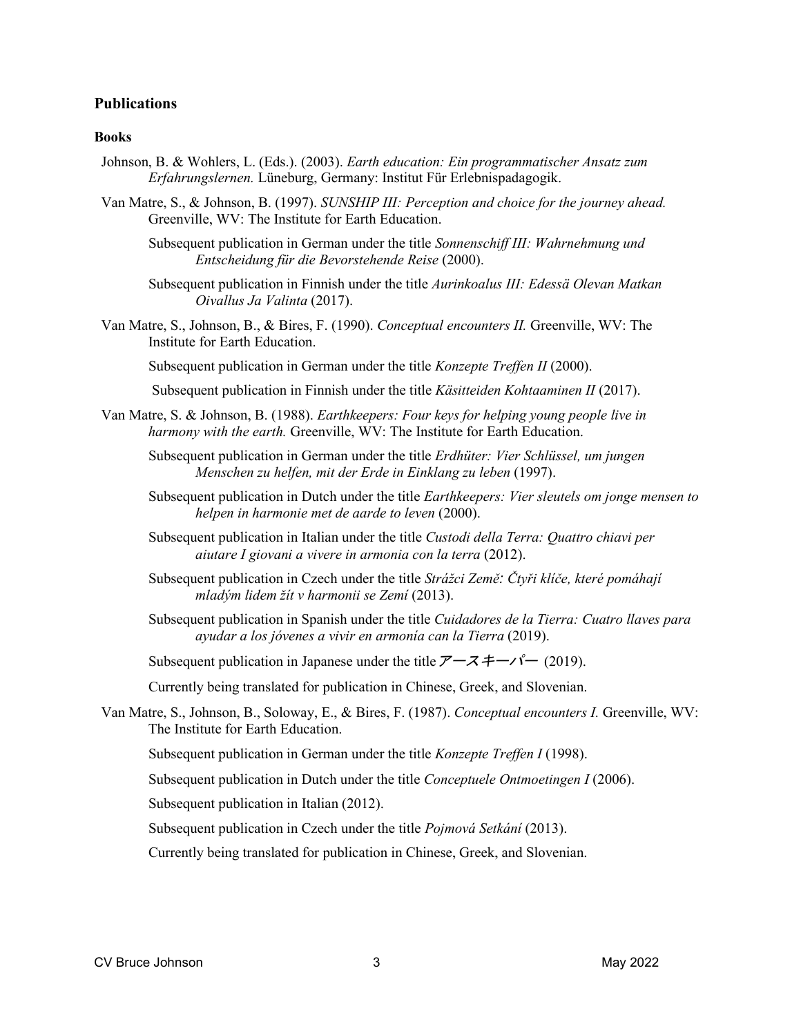## Publications

### Books

Johnson, B. & Wohlers, L. (Eds.). (2003). *Earth education: Ein programmatischer Ansatz zum Erfahrungslernen.* Lüneburg, Germany: Institut Für Erlebnispadagogik.

Van Matre, S., & Johnson, B. (1997). *SUNSHIP III: Perception and choice for the journey ahead.* Greenville, WV: The Institute for Earth Education.

> Subsequent publication in German under the title *Sonnenschiff III: Wahrnehmung und Entscheidung für die Bevorstehende Reise* (2000).
>
> Subsequent publication in Finnish under the title *Aurinkoalus III: Edessä Olevan Matkan Oivallus Ja Valinta* (2017).

Van Matre, S., Johnson, B., & Bires, F. (1990). *Conceptual encounters II.* Greenville, WV: The Institute for Earth Education.

> Subsequent publication in German under the title *Konzepte Treffen II* (2000).
>
> Subsequent publication in Finnish under the title *Käsitteiden Kohtaaminen II* (2017).

Van Matre, S. & Johnson, B. (1988). *Earthkeepers: Four keys for helping young people live in harmony with the earth.* Greenville, WV: The Institute for Earth Education.

> Subsequent publication in German under the title *Erdhüter: Vier Schlüssel, um jungen Menschen zu helfen, mit der Erde in Einklang zu leben* (1997).
>
> Subsequent publication in Dutch under the title *Earthkeepers: Vier sleutels om jonge mensen to helpen in harmonie met de aarde to leven* (2000).
>
> Subsequent publication in Italian under the title *Custodi della Terra: Quattro chiavi per aiutare I giovani a vivere in armonia con la terra* (2012).
>
> Subsequent publication in Czech under the title *Strážci Země: Čtyři klíče, které pomáhají mladým lidem žít v harmonii se Zemí* (2013).
>
> Subsequent publication in Spanish under the title *Cuidadores de la Tierra: Cuatro llaves para ayudar a los jóvenes a vivir en armonía can la Tierra* (2019).
>
> Subsequent publication in Japanese under the title アースキーパー (2019).
>
> Currently being translated for publication in Chinese, Greek, and Slovenian.

Van Matre, S., Johnson, B., Soloway, E., & Bires, F. (1987). *Conceptual encounters I.* Greenville, WV: The Institute for Earth Education.

> Subsequent publication in German under the title *Konzepte Treffen I* (1998).
>
> Subsequent publication in Dutch under the title *Conceptuele Ontmoetingen I* (2006).
>
> Subsequent publication in Italian (2012).
>
> Subsequent publication in Czech under the title *Pojmová Setkání* (2013).
>
> Currently being translated for publication in Chinese, Greek, and Slovenian.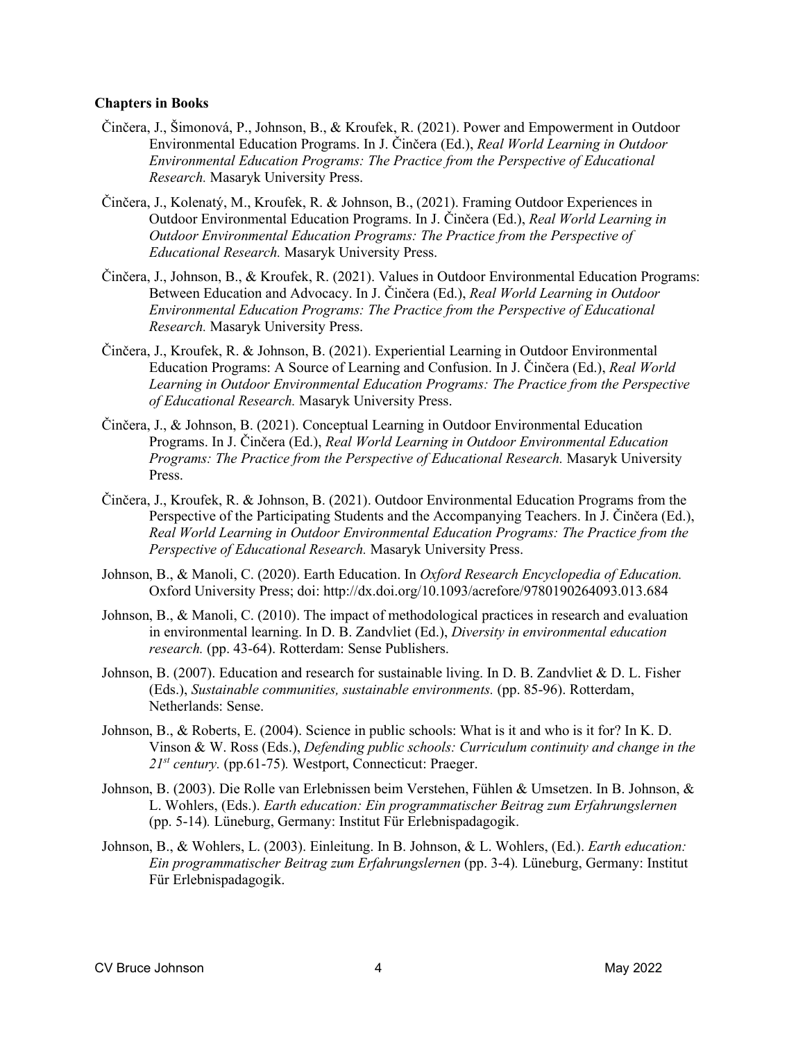**Chapters in Books**

Činčera, J., Šimonová, P., Johnson, B., & Kroufek, R. (2021). Power and Empowerment in Outdoor Environmental Education Programs. In J. Činčera (Ed.), *Real World Learning in Outdoor Environmental Education Programs: The Practice from the Perspective of Educational Research.* Masaryk University Press.

Činčera, J., Kolenatý, M., Kroufek, R. & Johnson, B., (2021). Framing Outdoor Experiences in Outdoor Environmental Education Programs. In J. Činčera (Ed.), *Real World Learning in Outdoor Environmental Education Programs: The Practice from the Perspective of Educational Research.* Masaryk University Press.

Činčera, J., Johnson, B., & Kroufek, R. (2021). Values in Outdoor Environmental Education Programs: Between Education and Advocacy. In J. Činčera (Ed.), *Real World Learning in Outdoor Environmental Education Programs: The Practice from the Perspective of Educational Research.* Masaryk University Press.

Činčera, J., Kroufek, R. & Johnson, B. (2021). Experiential Learning in Outdoor Environmental Education Programs: A Source of Learning and Confusion. In J. Činčera (Ed.), *Real World Learning in Outdoor Environmental Education Programs: The Practice from the Perspective of Educational Research.* Masaryk University Press.

Činčera, J., & Johnson, B. (2021). Conceptual Learning in Outdoor Environmental Education Programs. In J. Činčera (Ed.), *Real World Learning in Outdoor Environmental Education Programs: The Practice from the Perspective of Educational Research.* Masaryk University Press.

Činčera, J., Kroufek, R. & Johnson, B. (2021). Outdoor Environmental Education Programs from the Perspective of the Participating Students and the Accompanying Teachers. In J. Činčera (Ed.), *Real World Learning in Outdoor Environmental Education Programs: The Practice from the Perspective of Educational Research.* Masaryk University Press.

Johnson, B., & Manoli, C. (2020). Earth Education. In *Oxford Research Encyclopedia of Education.* Oxford University Press; doi: http://dx.doi.org/10.1093/acrefore/9780190264093.013.684

Johnson, B., & Manoli, C. (2010). The impact of methodological practices in research and evaluation in environmental learning. In D. B. Zandvliet (Ed.), *Diversity in environmental education research.* (pp. 43-64). Rotterdam: Sense Publishers.

Johnson, B. (2007). Education and research for sustainable living. In D. B. Zandvliet & D. L. Fisher (Eds.), *Sustainable communities, sustainable environments.* (pp. 85-96). Rotterdam, Netherlands: Sense.

Johnson, B., & Roberts, E. (2004). Science in public schools: What is it and who is it for? In K. D. Vinson & W. Ross (Eds.), *Defending public schools: Curriculum continuity and change in the 21st century.* (pp.61-75)*.* Westport, Connecticut: Praeger.

Johnson, B. (2003). Die Rolle van Erlebnissen beim Verstehen, Fühlen & Umsetzen. In B. Johnson, & L. Wohlers, (Eds.). *Earth education: Ein programmatischer Beitrag zum Erfahrungslernen* (pp. 5-14)*.* Lüneburg, Germany: Institut Für Erlebnispadagogik.

Johnson, B., & Wohlers, L. (2003). Einleitung. In B. Johnson, & L. Wohlers, (Ed.). *Earth education: Ein programmatischer Beitrag zum Erfahrungslernen* (pp. 3-4)*.* Lüneburg, Germany: Institut Für Erlebnispadagogik.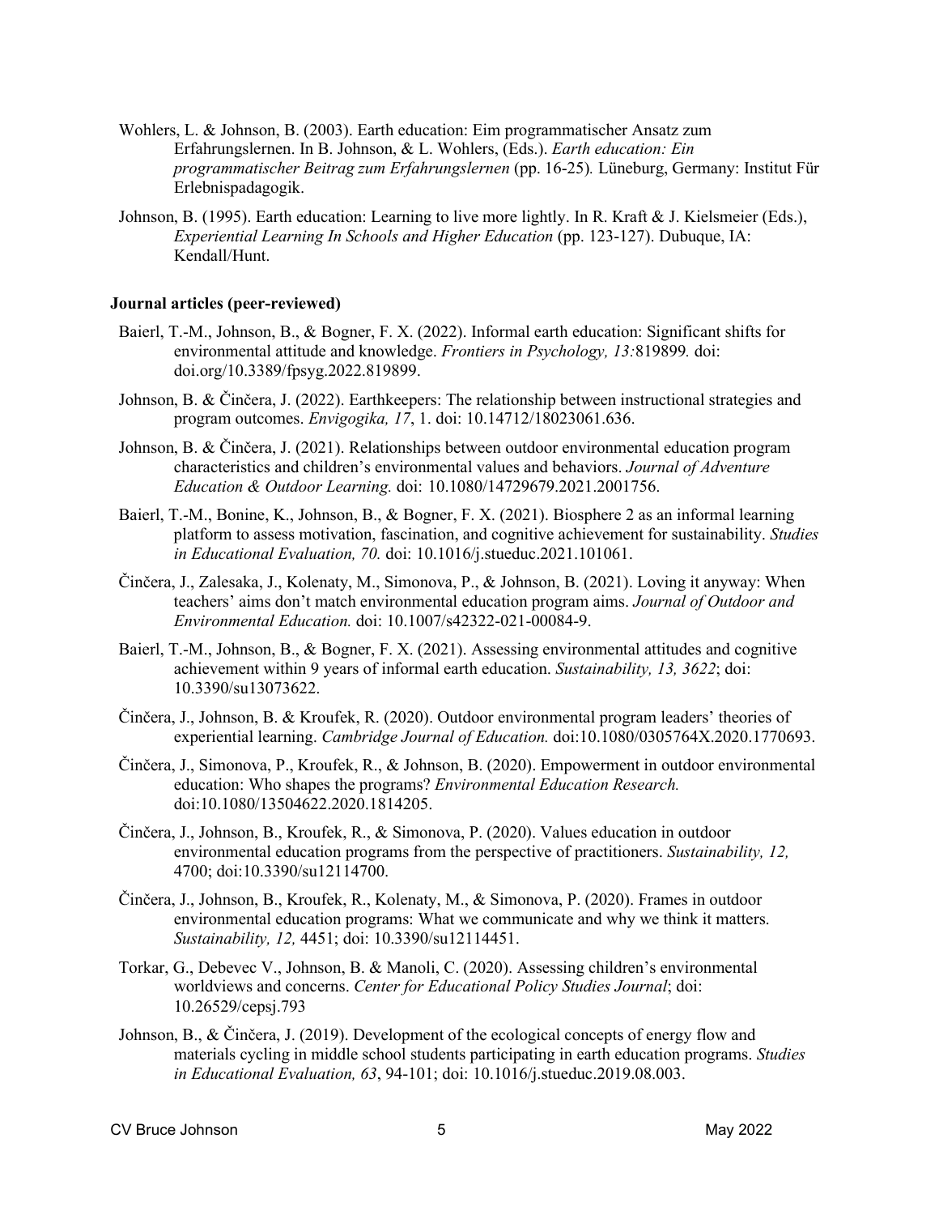Wohlers, L. & Johnson, B. (2003). Earth education: Eim programmatischer Ansatz zum Erfahrungslernen. In B. Johnson, & L. Wohlers, (Eds.). *Earth education: Ein programmatischer Beitrag zum Erfahrungslernen* (pp. 16-25)*.* Lüneburg, Germany: Institut Für Erlebnispadagogik.

Johnson, B. (1995). Earth education: Learning to live more lightly. In R. Kraft & J. Kielsmeier (Eds.), *Experiential Learning In Schools and Higher Education* (pp. 123-127). Dubuque, IA: Kendall/Hunt.

**Journal articles (peer-reviewed)**

Baierl, T.-M., Johnson, B., & Bogner, F. X. (2022). Informal earth education: Significant shifts for environmental attitude and knowledge. *Frontiers in Psychology, 13:*819899*.* doi: doi.org/10.3389/fpsyg.2022.819899.

Johnson, B. & Činčera, J. (2022). Earthkeepers: The relationship between instructional strategies and program outcomes. *Envigogika, 17*, 1. doi: 10.14712/18023061.636.

Johnson, B. & Činčera, J. (2021). Relationships between outdoor environmental education program characteristics and children's environmental values and behaviors. *Journal of Adventure Education & Outdoor Learning.* doi: 10.1080/14729679.2021.2001756.

Baierl, T.-M., Bonine, K., Johnson, B., & Bogner, F. X. (2021). Biosphere 2 as an informal learning platform to assess motivation, fascination, and cognitive achievement for sustainability. *Studies in Educational Evaluation, 70.* doi: 10.1016/j.stueduc.2021.101061.

Činčera, J., Zalesaka, J., Kolenaty, M., Simonova, P., & Johnson, B. (2021). Loving it anyway: When teachers' aims don't match environmental education program aims. *Journal of Outdoor and Environmental Education.* doi: 10.1007/s42322-021-00084-9.

Baierl, T.-M., Johnson, B., & Bogner, F. X. (2021). Assessing environmental attitudes and cognitive achievement within 9 years of informal earth education. *Sustainability, 13, 3622*; doi: 10.3390/su13073622.

Činčera, J., Johnson, B. & Kroufek, R. (2020). Outdoor environmental program leaders' theories of experiential learning. *Cambridge Journal of Education.* doi:10.1080/0305764X.2020.1770693.

Činčera, J., Simonova, P., Kroufek, R., & Johnson, B. (2020). Empowerment in outdoor environmental education: Who shapes the programs? *Environmental Education Research.* doi:10.1080/13504622.2020.1814205.

Činčera, J., Johnson, B., Kroufek, R., & Simonova, P. (2020). Values education in outdoor environmental education programs from the perspective of practitioners. *Sustainability, 12,* 4700; doi:10.3390/su12114700.

Činčera, J., Johnson, B., Kroufek, R., Kolenaty, M., & Simonova, P. (2020). Frames in outdoor environmental education programs: What we communicate and why we think it matters. *Sustainability, 12,* 4451; doi: 10.3390/su12114451.

Torkar, G., Debevec V., Johnson, B. & Manoli, C. (2020). Assessing children's environmental worldviews and concerns. *Center for Educational Policy Studies Journal*; doi: 10.26529/cepsj.793

Johnson, B., & Činčera, J. (2019). Development of the ecological concepts of energy flow and materials cycling in middle school students participating in earth education programs. *Studies in Educational Evaluation, 63*, 94-101; doi: 10.1016/j.stueduc.2019.08.003.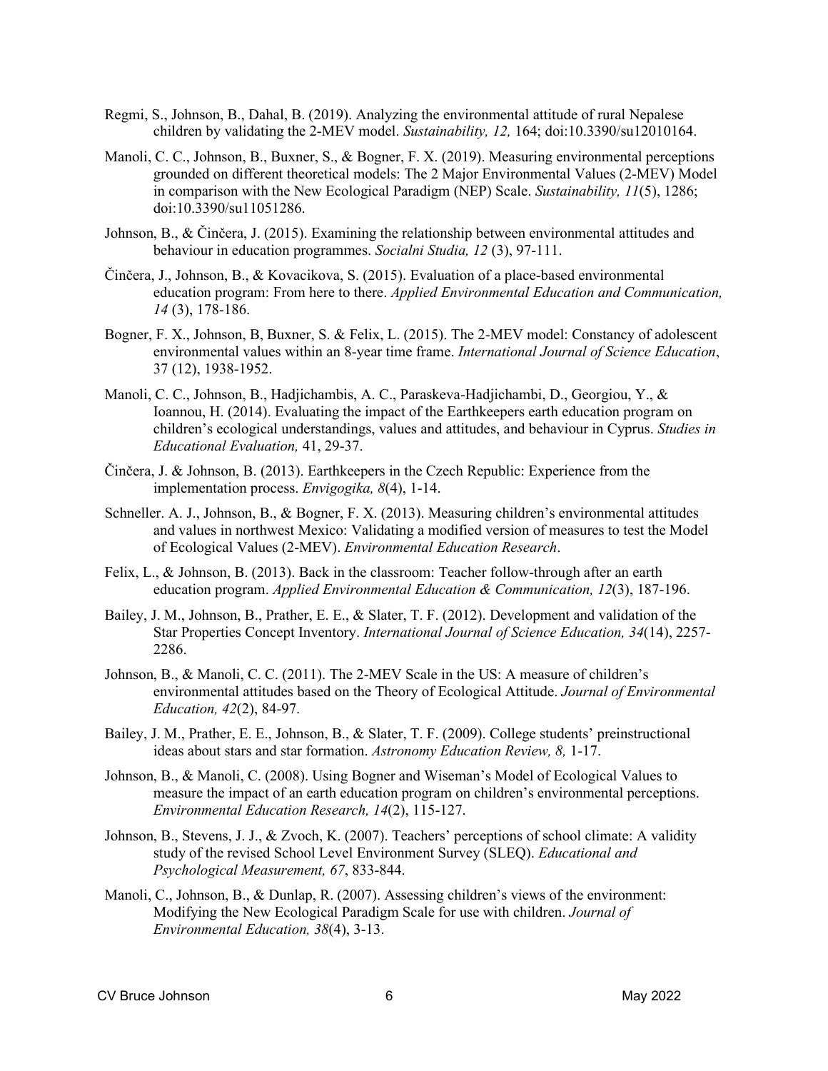Regmi, S., Johnson, B., Dahal, B. (2019). Analyzing the environmental attitude of rural Nepalese children by validating the 2-MEV model. *Sustainability, 12,* 164; doi:10.3390/su12010164.

Manoli, C. C., Johnson, B., Buxner, S., & Bogner, F. X. (2019). Measuring environmental perceptions grounded on different theoretical models: The 2 Major Environmental Values (2-MEV) Model in comparison with the New Ecological Paradigm (NEP) Scale. *Sustainability, 11*(5), 1286; doi:10.3390/su11051286.

Johnson, B., & Činčera, J. (2015). Examining the relationship between environmental attitudes and behaviour in education programmes. *Socialni Studia, 12* (3), 97-111.

Činčera, J., Johnson, B., & Kovacikova, S. (2015). Evaluation of a place-based environmental education program: From here to there. *Applied Environmental Education and Communication, 14* (3), 178-186.

Bogner, F. X., Johnson, B, Buxner, S. & Felix, L. (2015). The 2-MEV model: Constancy of adolescent environmental values within an 8-year time frame. *International Journal of Science Education*, 37 (12), 1938-1952.

Manoli, C. C., Johnson, B., Hadjichambis, A. C., Paraskeva-Hadjichambi, D., Georgiou, Y., & Ioannou, H. (2014). Evaluating the impact of the Earthkeepers earth education program on children's ecological understandings, values and attitudes, and behaviour in Cyprus. *Studies in Educational Evaluation,* 41, 29-37.

Činčera, J. & Johnson, B. (2013). Earthkeepers in the Czech Republic: Experience from the implementation process. *Envigogika, 8*(4), 1-14.

Schneller. A. J., Johnson, B., & Bogner, F. X. (2013). Measuring children's environmental attitudes and values in northwest Mexico: Validating a modified version of measures to test the Model of Ecological Values (2-MEV). *Environmental Education Research*.

Felix, L., & Johnson, B. (2013). Back in the classroom: Teacher follow-through after an earth education program. *Applied Environmental Education & Communication, 12*(3), 187-196.

Bailey, J. M., Johnson, B., Prather, E. E., & Slater, T. F. (2012). Development and validation of the Star Properties Concept Inventory. *International Journal of Science Education, 34*(14), 2257-2286.

Johnson, B., & Manoli, C. C. (2011). The 2-MEV Scale in the US: A measure of children's environmental attitudes based on the Theory of Ecological Attitude. *Journal of Environmental Education, 42*(2), 84-97.

Bailey, J. M., Prather, E. E., Johnson, B., & Slater, T. F. (2009). College students' preinstructional ideas about stars and star formation. *Astronomy Education Review, 8,* 1-17.

Johnson, B., & Manoli, C. (2008). Using Bogner and Wiseman's Model of Ecological Values to measure the impact of an earth education program on children's environmental perceptions. *Environmental Education Research, 14*(2), 115-127.

Johnson, B., Stevens, J. J., & Zvoch, K. (2007). Teachers' perceptions of school climate: A validity study of the revised School Level Environment Survey (SLEQ). *Educational and Psychological Measurement, 67*, 833-844.

Manoli, C., Johnson, B., & Dunlap, R. (2007). Assessing children's views of the environment: Modifying the New Ecological Paradigm Scale for use with children. *Journal of Environmental Education, 38*(4), 3-13.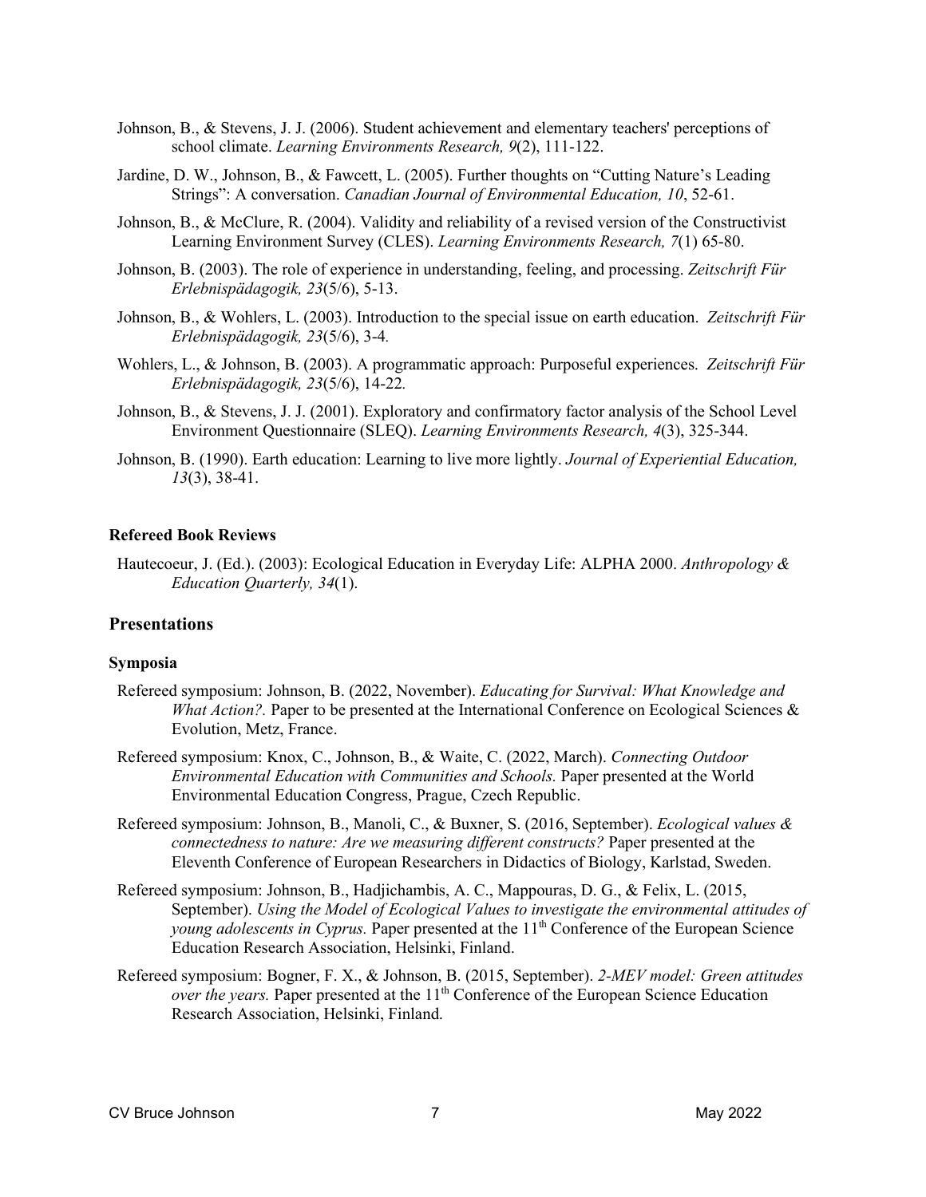Johnson, B., & Stevens, J. J. (2006). Student achievement and elementary teachers' perceptions of school climate. *Learning Environments Research, 9*(2), 111-122.

Jardine, D. W., Johnson, B., & Fawcett, L. (2005). Further thoughts on "Cutting Nature's Leading Strings": A conversation. *Canadian Journal of Environmental Education, 10*, 52-61.

Johnson, B., & McClure, R. (2004). Validity and reliability of a revised version of the Constructivist Learning Environment Survey (CLES). *Learning Environments Research, 7*(1) 65-80.

Johnson, B. (2003). The role of experience in understanding, feeling, and processing. *Zeitschrift Für Erlebnispädagogik, 23*(5/6), 5-13.

Johnson, B., & Wohlers, L. (2003). Introduction to the special issue on earth education. *Zeitschrift Für Erlebnispädagogik, 23*(5/6), 3-4.

Wohlers, L., & Johnson, B. (2003). A programmatic approach: Purposeful experiences. *Zeitschrift Für Erlebnispädagogik, 23*(5/6), 14-22.

Johnson, B., & Stevens, J. J. (2001). Exploratory and confirmatory factor analysis of the School Level Environment Questionnaire (SLEQ). *Learning Environments Research, 4*(3), 325-344.

Johnson, B. (1990). Earth education: Learning to live more lightly. *Journal of Experiential Education, 13*(3), 38-41.

### Refereed Book Reviews

Hautecoeur, J. (Ed.). (2003): Ecological Education in Everyday Life: ALPHA 2000. *Anthropology & Education Quarterly, 34*(1).

## Presentations

### Symposia

Refereed symposium: Johnson, B. (2022, November). *Educating for Survival: What Knowledge and What Action?.* Paper to be presented at the International Conference on Ecological Sciences & Evolution, Metz, France.

Refereed symposium: Knox, C., Johnson, B., & Waite, C. (2022, March). *Connecting Outdoor Environmental Education with Communities and Schools.* Paper presented at the World Environmental Education Congress, Prague, Czech Republic.

Refereed symposium: Johnson, B., Manoli, C., & Buxner, S. (2016, September). *Ecological values & connectedness to nature: Are we measuring different constructs?* Paper presented at the Eleventh Conference of European Researchers in Didactics of Biology, Karlstad, Sweden.

Refereed symposium: Johnson, B., Hadjichambis, A. C., Mappouras, D. G., & Felix, L. (2015, September). *Using the Model of Ecological Values to investigate the environmental attitudes of young adolescents in Cyprus.* Paper presented at the 11th Conference of the European Science Education Research Association, Helsinki, Finland.

Refereed symposium: Bogner, F. X., & Johnson, B. (2015, September). *2-MEV model: Green attitudes over the years.* Paper presented at the 11th Conference of the European Science Education Research Association, Helsinki, Finland.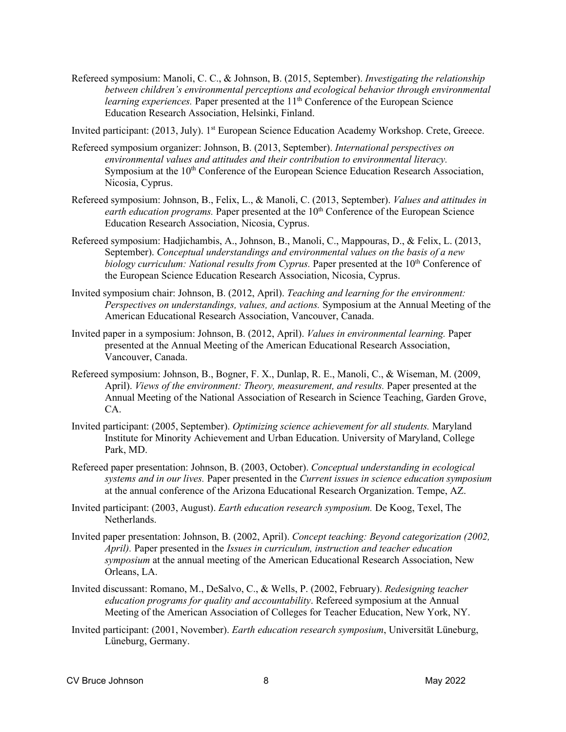Refereed symposium: Manoli, C. C., & Johnson, B. (2015, September). *Investigating the relationship between children's environmental perceptions and ecological behavior through environmental learning experiences.* Paper presented at the 11th Conference of the European Science Education Research Association, Helsinki, Finland.

Invited participant: (2013, July). 1st European Science Education Academy Workshop. Crete, Greece.

Refereed symposium organizer: Johnson, B. (2013, September). *International perspectives on environmental values and attitudes and their contribution to environmental literacy.* Symposium at the 10th Conference of the European Science Education Research Association, Nicosia, Cyprus.

Refereed symposium: Johnson, B., Felix, L., & Manoli, C. (2013, September). *Values and attitudes in earth education programs.* Paper presented at the 10th Conference of the European Science Education Research Association, Nicosia, Cyprus.

Refereed symposium: Hadjichambis, A., Johnson, B., Manoli, C., Mappouras, D., & Felix, L. (2013, September). *Conceptual understandings and environmental values on the basis of a new biology curriculum: National results from Cyprus.* Paper presented at the 10th Conference of the European Science Education Research Association, Nicosia, Cyprus.

Invited symposium chair: Johnson, B. (2012, April). *Teaching and learning for the environment: Perspectives on understandings, values, and actions.* Symposium at the Annual Meeting of the American Educational Research Association, Vancouver, Canada.

Invited paper in a symposium: Johnson, B. (2012, April). *Values in environmental learning.* Paper presented at the Annual Meeting of the American Educational Research Association, Vancouver, Canada.

Refereed symposium: Johnson, B., Bogner, F. X., Dunlap, R. E., Manoli, C., & Wiseman, M. (2009, April). *Views of the environment: Theory, measurement, and results.* Paper presented at the Annual Meeting of the National Association of Research in Science Teaching, Garden Grove, CA.

Invited participant: (2005, September). *Optimizing science achievement for all students.* Maryland Institute for Minority Achievement and Urban Education. University of Maryland, College Park, MD.

Refereed paper presentation: Johnson, B. (2003, October). *Conceptual understanding in ecological systems and in our lives.* Paper presented in the *Current issues in science education symposium* at the annual conference of the Arizona Educational Research Organization. Tempe, AZ.

Invited participant: (2003, August). *Earth education research symposium.* De Koog, Texel, The Netherlands.

Invited paper presentation: Johnson, B. (2002, April). *Concept teaching: Beyond categorization (2002, April).* Paper presented in the *Issues in curriculum, instruction and teacher education symposium* at the annual meeting of the American Educational Research Association, New Orleans, LA.

Invited discussant: Romano, M., DeSalvo, C., & Wells, P. (2002, February). *Redesigning teacher education programs for quality and accountability*. Refereed symposium at the Annual Meeting of the American Association of Colleges for Teacher Education, New York, NY.

Invited participant: (2001, November). *Earth education research symposium*, Universität Lüneburg, Lüneburg, Germany.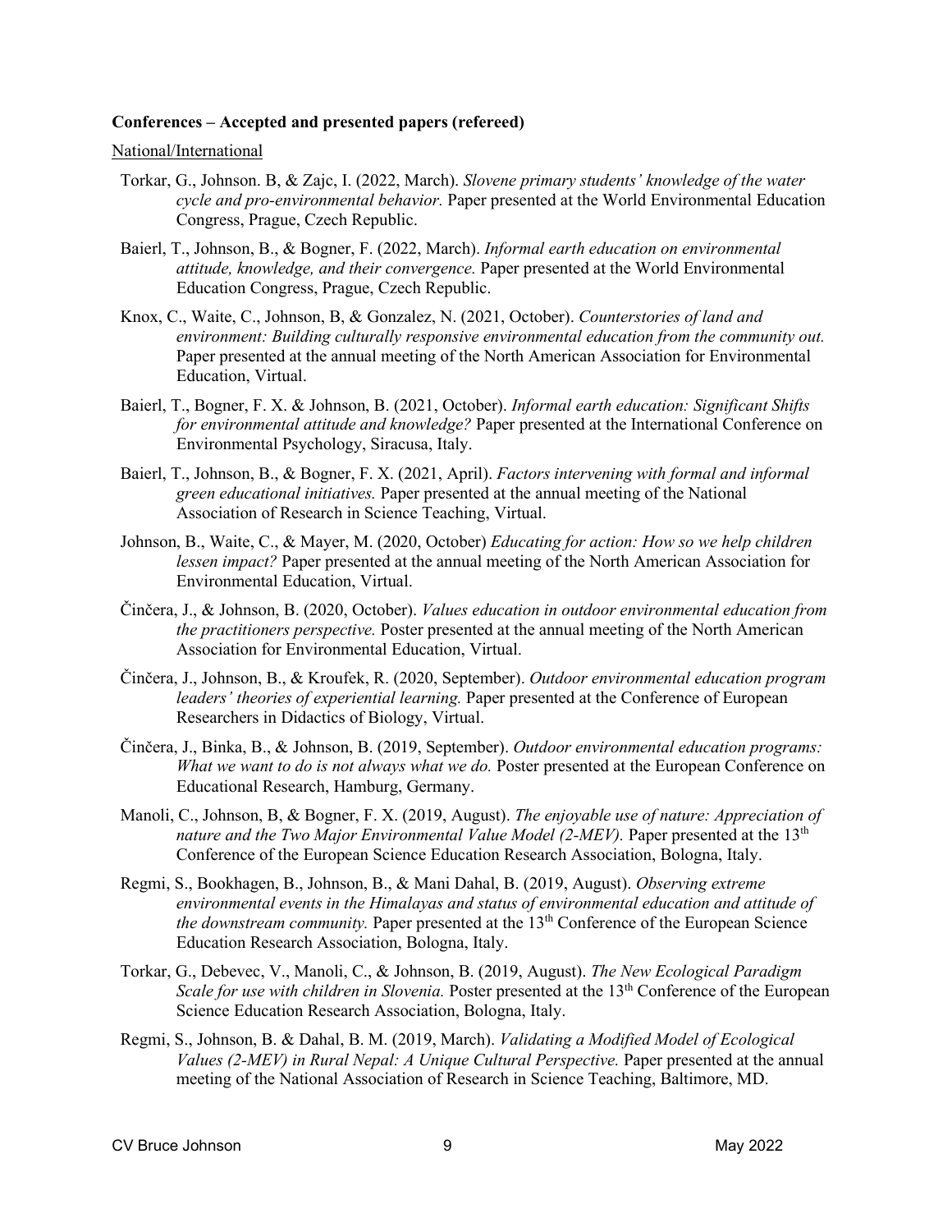**Conferences – Accepted and presented papers (refereed)**

National/International

Torkar, G., Johnson. B, & Zajc, I. (2022, March). *Slovene primary students' knowledge of the water cycle and pro-environmental behavior.* Paper presented at the World Environmental Education Congress, Prague, Czech Republic.

Baierl, T., Johnson, B., & Bogner, F. (2022, March). *Informal earth education on environmental attitude, knowledge, and their convergence.* Paper presented at the World Environmental Education Congress, Prague, Czech Republic.

Knox, C., Waite, C., Johnson, B, & Gonzalez, N. (2021, October). *Counterstories of land and environment: Building culturally responsive environmental education from the community out.* Paper presented at the annual meeting of the North American Association for Environmental Education, Virtual.

Baierl, T., Bogner, F. X. & Johnson, B. (2021, October). *Informal earth education: Significant Shifts for environmental attitude and knowledge?* Paper presented at the International Conference on Environmental Psychology, Siracusa, Italy.

Baierl, T., Johnson, B., & Bogner, F. X. (2021, April). *Factors intervening with formal and informal green educational initiatives.* Paper presented at the annual meeting of the National Association of Research in Science Teaching, Virtual.

Johnson, B., Waite, C., & Mayer, M. (2020, October) *Educating for action: How so we help children lessen impact?* Paper presented at the annual meeting of the North American Association for Environmental Education, Virtual.

Činčera, J., & Johnson, B. (2020, October). *Values education in outdoor environmental education from the practitioners perspective.* Poster presented at the annual meeting of the North American Association for Environmental Education, Virtual.

Činčera, J., Johnson, B., & Kroufek, R. (2020, September). *Outdoor environmental education program leaders' theories of experiential learning.* Paper presented at the Conference of European Researchers in Didactics of Biology, Virtual.

Činčera, J., Binka, B., & Johnson, B. (2019, September). *Outdoor environmental education programs: What we want to do is not always what we do.* Poster presented at the European Conference on Educational Research, Hamburg, Germany.

Manoli, C., Johnson, B, & Bogner, F. X. (2019, August). *The enjoyable use of nature: Appreciation of nature and the Two Major Environmental Value Model (2-MEV).* Paper presented at the 13th Conference of the European Science Education Research Association, Bologna, Italy.

Regmi, S., Bookhagen, B., Johnson, B., & Mani Dahal, B. (2019, August). *Observing extreme environmental events in the Himalayas and status of environmental education and attitude of the downstream community.* Paper presented at the 13th Conference of the European Science Education Research Association, Bologna, Italy.

Torkar, G., Debevec, V., Manoli, C., & Johnson, B. (2019, August). *The New Ecological Paradigm Scale for use with children in Slovenia.* Poster presented at the 13th Conference of the European Science Education Research Association, Bologna, Italy.

Regmi, S., Johnson, B. & Dahal, B. M. (2019, March). *Validating a Modified Model of Ecological Values (2-MEV) in Rural Nepal: A Unique Cultural Perspective.* Paper presented at the annual meeting of the National Association of Research in Science Teaching, Baltimore, MD.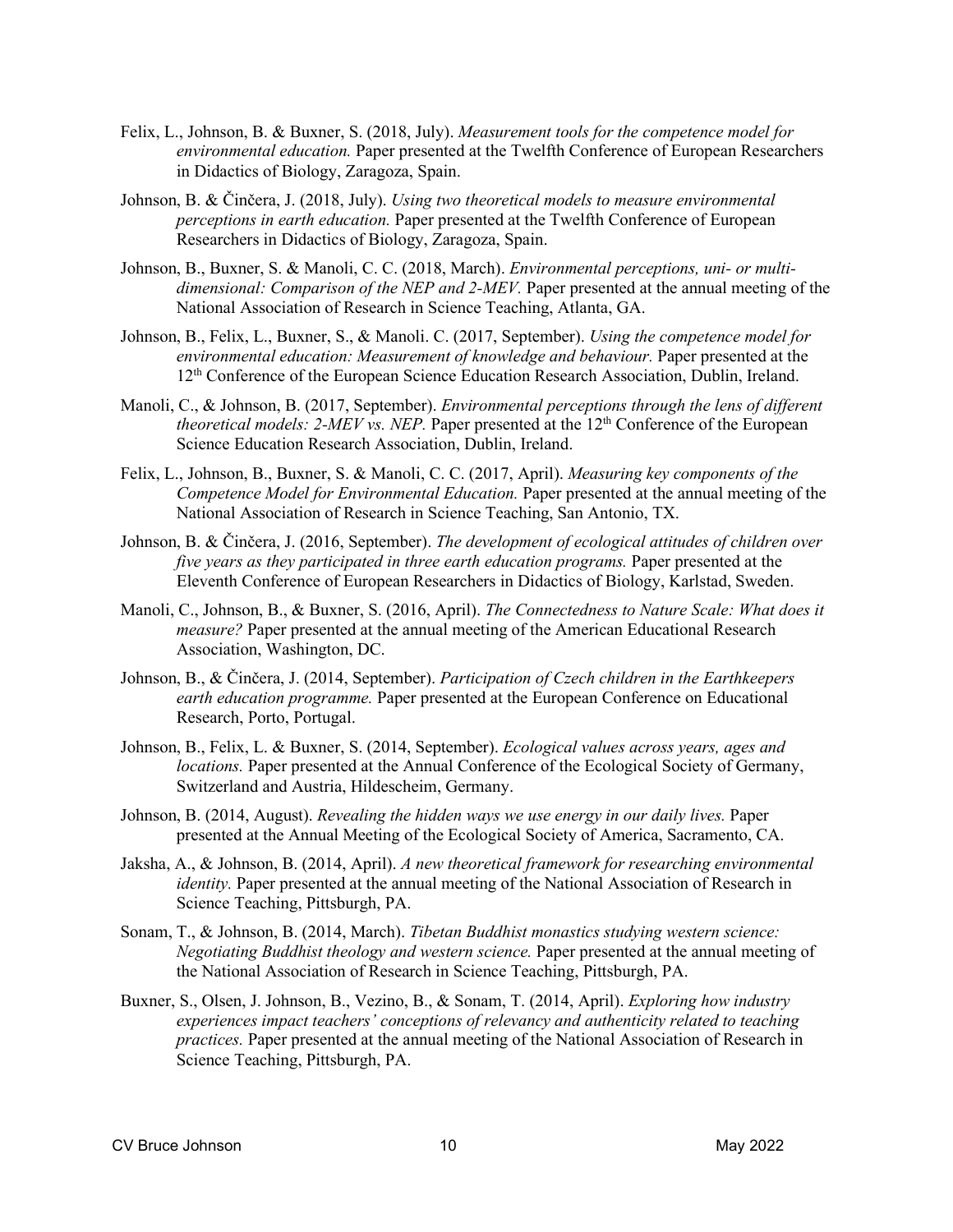Felix, L., Johnson, B. & Buxner, S. (2018, July). *Measurement tools for the competence model for environmental education.* Paper presented at the Twelfth Conference of European Researchers in Didactics of Biology, Zaragoza, Spain.

Johnson, B. & Činčera, J. (2018, July). *Using two theoretical models to measure environmental perceptions in earth education.* Paper presented at the Twelfth Conference of European Researchers in Didactics of Biology, Zaragoza, Spain.

Johnson, B., Buxner, S. & Manoli, C. C. (2018, March). *Environmental perceptions, uni- or multi-dimensional: Comparison of the NEP and 2-MEV.* Paper presented at the annual meeting of the National Association of Research in Science Teaching, Atlanta, GA.

Johnson, B., Felix, L., Buxner, S., & Manoli. C. (2017, September). *Using the competence model for environmental education: Measurement of knowledge and behaviour.* Paper presented at the 12th Conference of the European Science Education Research Association, Dublin, Ireland.

Manoli, C., & Johnson, B. (2017, September). *Environmental perceptions through the lens of different theoretical models: 2-MEV vs. NEP.* Paper presented at the 12th Conference of the European Science Education Research Association, Dublin, Ireland.

Felix, L., Johnson, B., Buxner, S. & Manoli, C. C. (2017, April). *Measuring key components of the Competence Model for Environmental Education.* Paper presented at the annual meeting of the National Association of Research in Science Teaching, San Antonio, TX.

Johnson, B. & Činčera, J. (2016, September). *The development of ecological attitudes of children over five years as they participated in three earth education programs.* Paper presented at the Eleventh Conference of European Researchers in Didactics of Biology, Karlstad, Sweden.

Manoli, C., Johnson, B., & Buxner, S. (2016, April). *The Connectedness to Nature Scale: What does it measure?* Paper presented at the annual meeting of the American Educational Research Association, Washington, DC.

Johnson, B., & Činčera, J. (2014, September). *Participation of Czech children in the Earthkeepers earth education programme.* Paper presented at the European Conference on Educational Research, Porto, Portugal.

Johnson, B., Felix, L. & Buxner, S. (2014, September). *Ecological values across years, ages and locations.* Paper presented at the Annual Conference of the Ecological Society of Germany, Switzerland and Austria, Hildescheim, Germany.

Johnson, B. (2014, August). *Revealing the hidden ways we use energy in our daily lives.* Paper presented at the Annual Meeting of the Ecological Society of America, Sacramento, CA.

Jaksha, A., & Johnson, B. (2014, April). *A new theoretical framework for researching environmental identity.* Paper presented at the annual meeting of the National Association of Research in Science Teaching, Pittsburgh, PA.

Sonam, T., & Johnson, B. (2014, March). *Tibetan Buddhist monastics studying western science: Negotiating Buddhist theology and western science.* Paper presented at the annual meeting of the National Association of Research in Science Teaching, Pittsburgh, PA.

Buxner, S., Olsen, J. Johnson, B., Vezino, B., & Sonam, T. (2014, April). *Exploring how industry experiences impact teachers' conceptions of relevancy and authenticity related to teaching practices.* Paper presented at the annual meeting of the National Association of Research in Science Teaching, Pittsburgh, PA.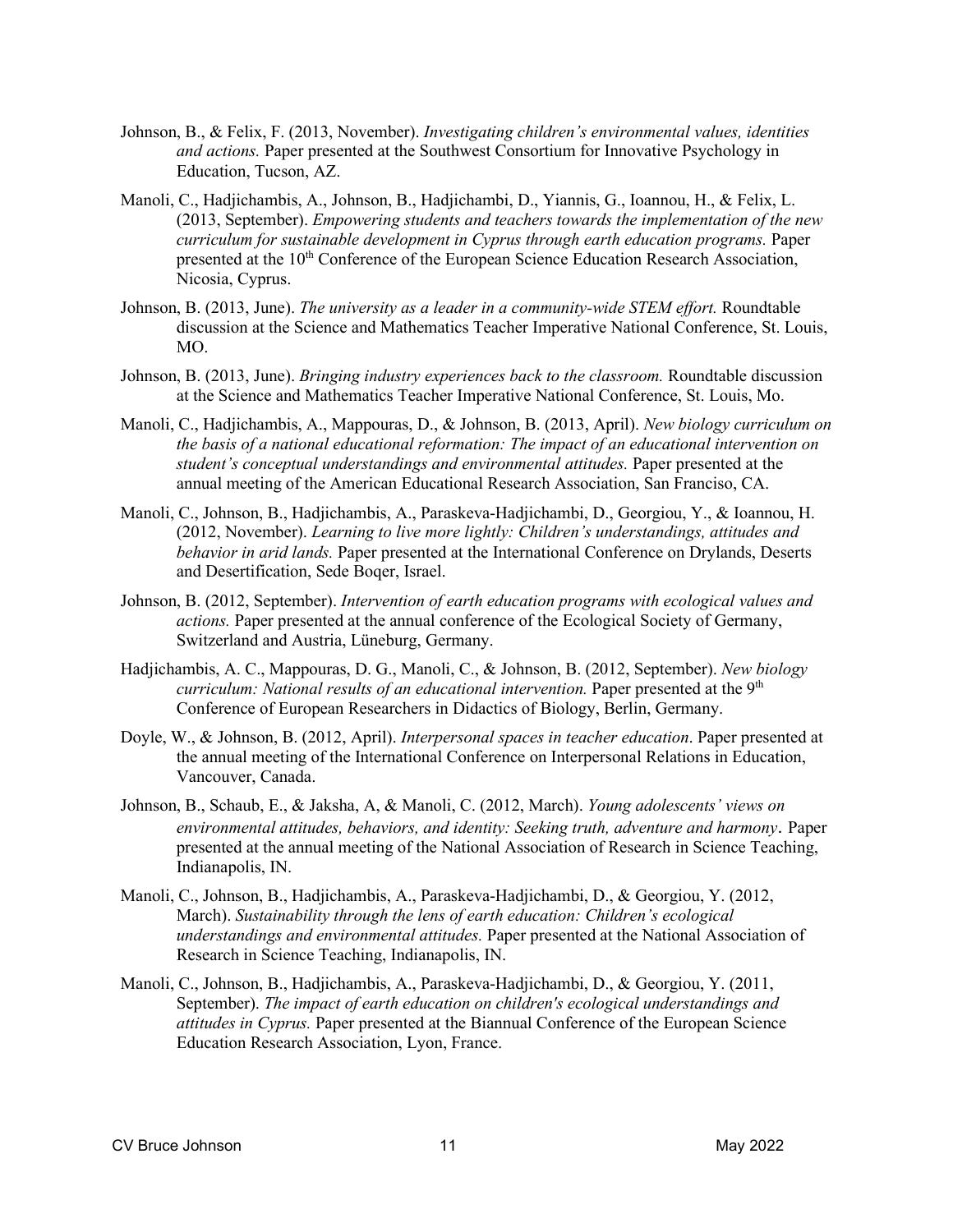Johnson, B., & Felix, F. (2013, November). *Investigating children's environmental values, identities and actions.* Paper presented at the Southwest Consortium for Innovative Psychology in Education, Tucson, AZ.

Manoli, C., Hadjichambis, A., Johnson, B., Hadjichambi, D., Yiannis, G., Ioannou, H., & Felix, L. (2013, September). *Empowering students and teachers towards the implementation of the new curriculum for sustainable development in Cyprus through earth education programs.* Paper presented at the 10th Conference of the European Science Education Research Association, Nicosia, Cyprus.

Johnson, B. (2013, June). *The university as a leader in a community-wide STEM effort.* Roundtable discussion at the Science and Mathematics Teacher Imperative National Conference, St. Louis, MO.

Johnson, B. (2013, June). *Bringing industry experiences back to the classroom.* Roundtable discussion at the Science and Mathematics Teacher Imperative National Conference, St. Louis, Mo.

Manoli, C., Hadjichambis, A., Mappouras, D., & Johnson, B. (2013, April). *New biology curriculum on the basis of a national educational reformation: The impact of an educational intervention on student's conceptual understandings and environmental attitudes.* Paper presented at the annual meeting of the American Educational Research Association, San Franciso, CA.

Manoli, C., Johnson, B., Hadjichambis, A., Paraskeva-Hadjichambi, D., Georgiou, Y., & Ioannou, H. (2012, November). *Learning to live more lightly: Children's understandings, attitudes and behavior in arid lands.* Paper presented at the International Conference on Drylands, Deserts and Desertification, Sede Boqer, Israel.

Johnson, B. (2012, September). *Intervention of earth education programs with ecological values and actions.* Paper presented at the annual conference of the Ecological Society of Germany, Switzerland and Austria, Lüneburg, Germany.

Hadjichambis, A. C., Mappouras, D. G., Manoli, C., & Johnson, B. (2012, September). *New biology curriculum: National results of an educational intervention.* Paper presented at the 9th Conference of European Researchers in Didactics of Biology, Berlin, Germany.

Doyle, W., & Johnson, B. (2012, April). *Interpersonal spaces in teacher education*. Paper presented at the annual meeting of the International Conference on Interpersonal Relations in Education, Vancouver, Canada.

Johnson, B., Schaub, E., & Jaksha, A, & Manoli, C. (2012, March). *Young adolescents' views on environmental attitudes, behaviors, and identity: Seeking truth, adventure and harmony*. Paper presented at the annual meeting of the National Association of Research in Science Teaching, Indianapolis, IN.

Manoli, C., Johnson, B., Hadjichambis, A., Paraskeva-Hadjichambi, D., & Georgiou, Y. (2012, March). *Sustainability through the lens of earth education: Children's ecological understandings and environmental attitudes.* Paper presented at the National Association of Research in Science Teaching, Indianapolis, IN.

Manoli, C., Johnson, B., Hadjichambis, A., Paraskeva-Hadjichambi, D., & Georgiou, Y. (2011, September). *The impact of earth education on children's ecological understandings and attitudes in Cyprus.* Paper presented at the Biannual Conference of the European Science Education Research Association, Lyon, France.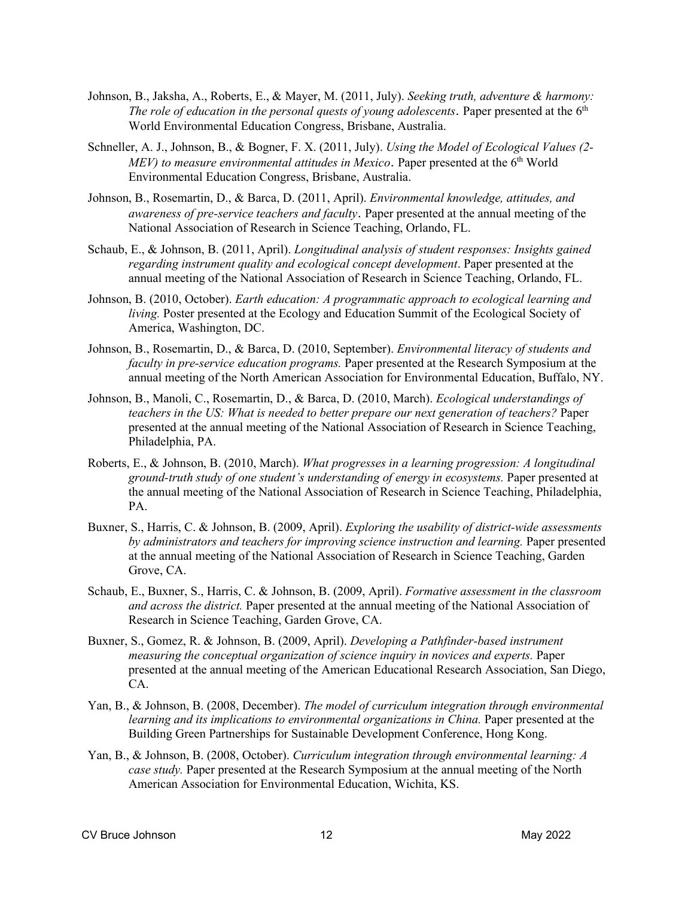Johnson, B., Jaksha, A., Roberts, E., & Mayer, M. (2011, July). *Seeking truth, adventure & harmony: The role of education in the personal quests of young adolescents*. Paper presented at the 6th World Environmental Education Congress, Brisbane, Australia.

Schneller, A. J., Johnson, B., & Bogner, F. X. (2011, July). *Using the Model of Ecological Values (2-MEV) to measure environmental attitudes in Mexico*. Paper presented at the 6th World Environmental Education Congress, Brisbane, Australia.

Johnson, B., Rosemartin, D., & Barca, D. (2011, April). *Environmental knowledge, attitudes, and awareness of pre-service teachers and faculty*. Paper presented at the annual meeting of the National Association of Research in Science Teaching, Orlando, FL.

Schaub, E., & Johnson, B. (2011, April). *Longitudinal analysis of student responses: Insights gained regarding instrument quality and ecological concept development*. Paper presented at the annual meeting of the National Association of Research in Science Teaching, Orlando, FL.

Johnson, B. (2010, October). *Earth education: A programmatic approach to ecological learning and living.* Poster presented at the Ecology and Education Summit of the Ecological Society of America, Washington, DC.

Johnson, B., Rosemartin, D., & Barca, D. (2010, September). *Environmental literacy of students and faculty in pre-service education programs.* Paper presented at the Research Symposium at the annual meeting of the North American Association for Environmental Education, Buffalo, NY.

Johnson, B., Manoli, C., Rosemartin, D., & Barca, D. (2010, March). *Ecological understandings of teachers in the US: What is needed to better prepare our next generation of teachers?* Paper presented at the annual meeting of the National Association of Research in Science Teaching, Philadelphia, PA.

Roberts, E., & Johnson, B. (2010, March). *What progresses in a learning progression: A longitudinal ground-truth study of one student's understanding of energy in ecosystems.* Paper presented at the annual meeting of the National Association of Research in Science Teaching, Philadelphia, PA.

Buxner, S., Harris, C. & Johnson, B. (2009, April). *Exploring the usability of district-wide assessments by administrators and teachers for improving science instruction and learning.* Paper presented at the annual meeting of the National Association of Research in Science Teaching, Garden Grove, CA.

Schaub, E., Buxner, S., Harris, C. & Johnson, B. (2009, April). *Formative assessment in the classroom and across the district.* Paper presented at the annual meeting of the National Association of Research in Science Teaching, Garden Grove, CA.

Buxner, S., Gomez, R. & Johnson, B. (2009, April). *Developing a Pathfinder-based instrument measuring the conceptual organization of science inquiry in novices and experts.* Paper presented at the annual meeting of the American Educational Research Association, San Diego, CA.

Yan, B., & Johnson, B. (2008, December). *The model of curriculum integration through environmental learning and its implications to environmental organizations in China.* Paper presented at the Building Green Partnerships for Sustainable Development Conference, Hong Kong.

Yan, B., & Johnson, B. (2008, October). *Curriculum integration through environmental learning: A case study.* Paper presented at the Research Symposium at the annual meeting of the North American Association for Environmental Education, Wichita, KS.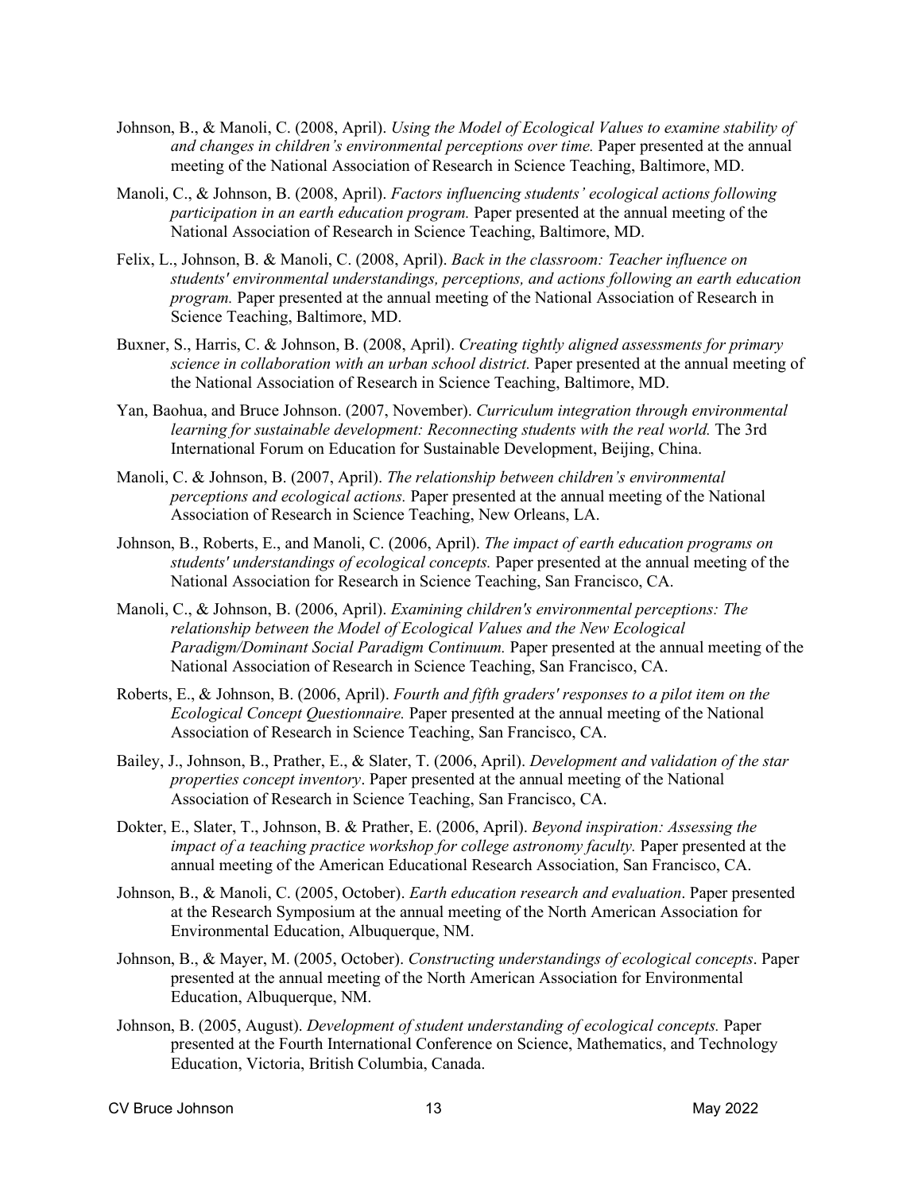Johnson, B., & Manoli, C. (2008, April). *Using the Model of Ecological Values to examine stability of and changes in children's environmental perceptions over time.* Paper presented at the annual meeting of the National Association of Research in Science Teaching, Baltimore, MD.

Manoli, C., & Johnson, B. (2008, April). *Factors influencing students' ecological actions following participation in an earth education program.* Paper presented at the annual meeting of the National Association of Research in Science Teaching, Baltimore, MD.

Felix, L., Johnson, B. & Manoli, C. (2008, April). *Back in the classroom: Teacher influence on students' environmental understandings, perceptions, and actions following an earth education program.* Paper presented at the annual meeting of the National Association of Research in Science Teaching, Baltimore, MD.

Buxner, S., Harris, C. & Johnson, B. (2008, April). *Creating tightly aligned assessments for primary science in collaboration with an urban school district.* Paper presented at the annual meeting of the National Association of Research in Science Teaching, Baltimore, MD.

Yan, Baohua, and Bruce Johnson. (2007, November). *Curriculum integration through environmental learning for sustainable development: Reconnecting students with the real world.* The 3rd International Forum on Education for Sustainable Development, Beijing, China.

Manoli, C. & Johnson, B. (2007, April). *The relationship between children's environmental perceptions and ecological actions.* Paper presented at the annual meeting of the National Association of Research in Science Teaching, New Orleans, LA.

Johnson, B., Roberts, E., and Manoli, C. (2006, April). *The impact of earth education programs on students' understandings of ecological concepts.* Paper presented at the annual meeting of the National Association for Research in Science Teaching, San Francisco, CA.

Manoli, C., & Johnson, B. (2006, April). *Examining children's environmental perceptions: The relationship between the Model of Ecological Values and the New Ecological Paradigm/Dominant Social Paradigm Continuum.* Paper presented at the annual meeting of the National Association of Research in Science Teaching, San Francisco, CA.

Roberts, E., & Johnson, B. (2006, April). *Fourth and fifth graders' responses to a pilot item on the Ecological Concept Questionnaire.* Paper presented at the annual meeting of the National Association of Research in Science Teaching, San Francisco, CA.

Bailey, J., Johnson, B., Prather, E., & Slater, T. (2006, April). *Development and validation of the star properties concept inventory*. Paper presented at the annual meeting of the National Association of Research in Science Teaching, San Francisco, CA.

Dokter, E., Slater, T., Johnson, B. & Prather, E. (2006, April). *Beyond inspiration: Assessing the impact of a teaching practice workshop for college astronomy faculty.* Paper presented at the annual meeting of the American Educational Research Association, San Francisco, CA.

Johnson, B., & Manoli, C. (2005, October). *Earth education research and evaluation*. Paper presented at the Research Symposium at the annual meeting of the North American Association for Environmental Education, Albuquerque, NM.

Johnson, B., & Mayer, M. (2005, October). *Constructing understandings of ecological concepts*. Paper presented at the annual meeting of the North American Association for Environmental Education, Albuquerque, NM.

Johnson, B. (2005, August). *Development of student understanding of ecological concepts.* Paper presented at the Fourth International Conference on Science, Mathematics, and Technology Education, Victoria, British Columbia, Canada.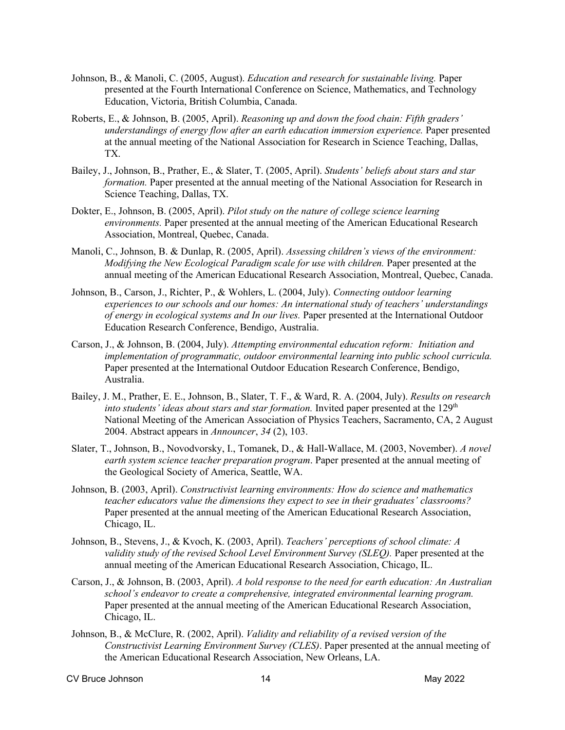Johnson, B., & Manoli, C. (2005, August). *Education and research for sustainable living.* Paper presented at the Fourth International Conference on Science, Mathematics, and Technology Education, Victoria, British Columbia, Canada.

Roberts, E., & Johnson, B. (2005, April). *Reasoning up and down the food chain: Fifth graders' understandings of energy flow after an earth education immersion experience.* Paper presented at the annual meeting of the National Association for Research in Science Teaching, Dallas, TX.

Bailey, J., Johnson, B., Prather, E., & Slater, T. (2005, April). *Students' beliefs about stars and star formation.* Paper presented at the annual meeting of the National Association for Research in Science Teaching, Dallas, TX.

Dokter, E., Johnson, B. (2005, April). *Pilot study on the nature of college science learning environments.* Paper presented at the annual meeting of the American Educational Research Association, Montreal, Quebec, Canada.

Manoli, C., Johnson, B. & Dunlap, R. (2005, April). *Assessing children's views of the environment: Modifying the New Ecological Paradigm scale for use with children.* Paper presented at the annual meeting of the American Educational Research Association, Montreal, Quebec, Canada.

Johnson, B., Carson, J., Richter, P., & Wohlers, L. (2004, July). *Connecting outdoor learning experiences to our schools and our homes: An international study of teachers' understandings of energy in ecological systems and In our lives.* Paper presented at the International Outdoor Education Research Conference, Bendigo, Australia.

Carson, J., & Johnson, B. (2004, July). *Attempting environmental education reform: Initiation and implementation of programmatic, outdoor environmental learning into public school curricula.* Paper presented at the International Outdoor Education Research Conference, Bendigo, Australia.

Bailey, J. M., Prather, E. E., Johnson, B., Slater, T. F., & Ward, R. A. (2004, July). *Results on research into students' ideas about stars and star formation.* Invited paper presented at the 129th National Meeting of the American Association of Physics Teachers, Sacramento, CA, 2 August 2004. Abstract appears in *Announcer*, *34* (2), 103.

Slater, T., Johnson, B., Novodvorsky, I., Tomanek, D., & Hall-Wallace, M. (2003, November). *A novel earth system science teacher preparation program*. Paper presented at the annual meeting of the Geological Society of America, Seattle, WA.

Johnson, B. (2003, April). *Constructivist learning environments: How do science and mathematics teacher educators value the dimensions they expect to see in their graduates' classrooms?* Paper presented at the annual meeting of the American Educational Research Association, Chicago, IL.

Johnson, B., Stevens, J., & Kvoch, K. (2003, April). *Teachers' perceptions of school climate: A validity study of the revised School Level Environment Survey (SLEQ).* Paper presented at the annual meeting of the American Educational Research Association, Chicago, IL.

Carson, J., & Johnson, B. (2003, April). *A bold response to the need for earth education: An Australian school's endeavor to create a comprehensive, integrated environmental learning program.* Paper presented at the annual meeting of the American Educational Research Association, Chicago, IL.

Johnson, B., & McClure, R. (2002, April). *Validity and reliability of a revised version of the Constructivist Learning Environment Survey (CLES)*. Paper presented at the annual meeting of the American Educational Research Association, New Orleans, LA.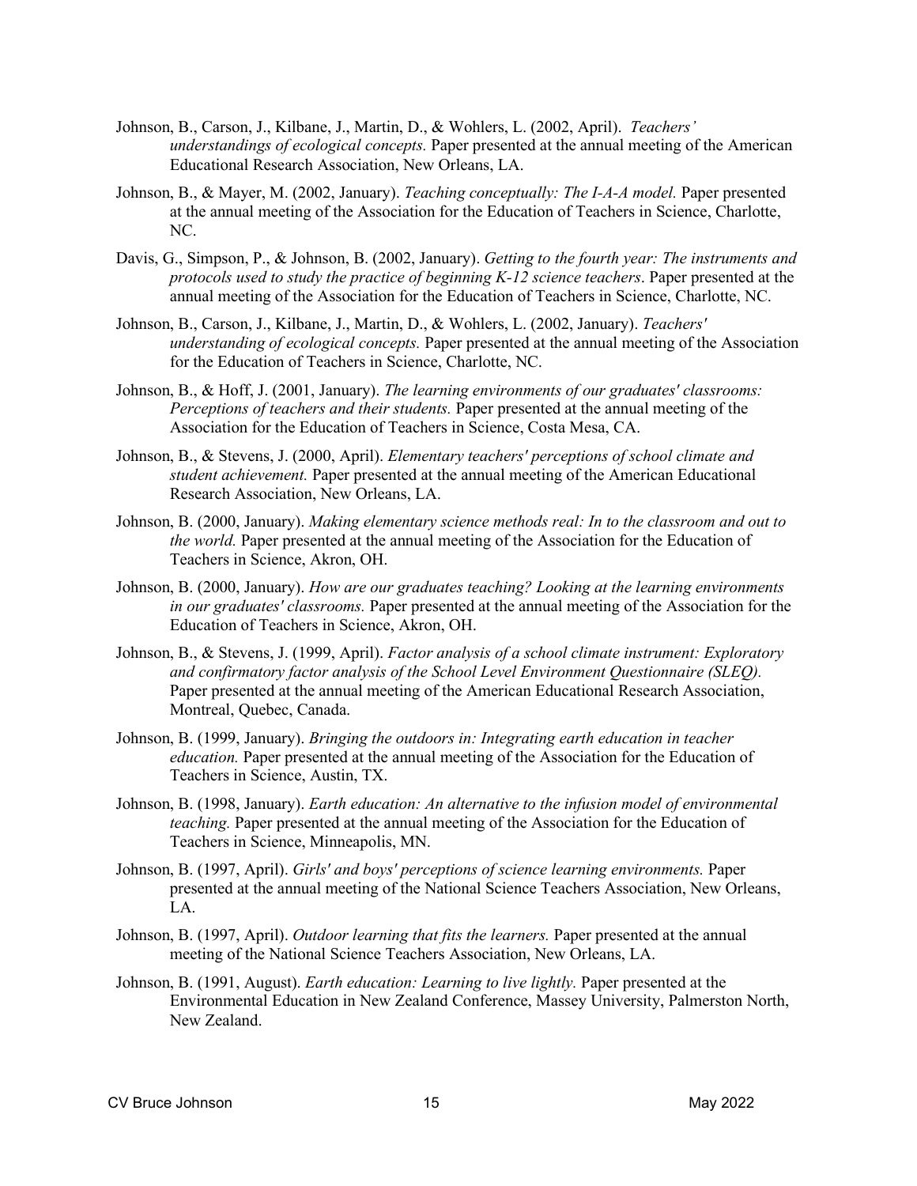Johnson, B., Carson, J., Kilbane, J., Martin, D., & Wohlers, L. (2002, April). *Teachers' understandings of ecological concepts.* Paper presented at the annual meeting of the American Educational Research Association, New Orleans, LA.

Johnson, B., & Mayer, M. (2002, January). *Teaching conceptually: The I-A-A model.* Paper presented at the annual meeting of the Association for the Education of Teachers in Science, Charlotte, NC.

Davis, G., Simpson, P., & Johnson, B. (2002, January). *Getting to the fourth year: The instruments and protocols used to study the practice of beginning K-12 science teachers*. Paper presented at the annual meeting of the Association for the Education of Teachers in Science, Charlotte, NC.

Johnson, B., Carson, J., Kilbane, J., Martin, D., & Wohlers, L. (2002, January). *Teachers' understanding of ecological concepts.* Paper presented at the annual meeting of the Association for the Education of Teachers in Science, Charlotte, NC.

Johnson, B., & Hoff, J. (2001, January). *The learning environments of our graduates' classrooms: Perceptions of teachers and their students.* Paper presented at the annual meeting of the Association for the Education of Teachers in Science, Costa Mesa, CA.

Johnson, B., & Stevens, J. (2000, April). *Elementary teachers' perceptions of school climate and student achievement.* Paper presented at the annual meeting of the American Educational Research Association, New Orleans, LA.

Johnson, B. (2000, January). *Making elementary science methods real: In to the classroom and out to the world.* Paper presented at the annual meeting of the Association for the Education of Teachers in Science, Akron, OH.

Johnson, B. (2000, January). *How are our graduates teaching? Looking at the learning environments in our graduates' classrooms.* Paper presented at the annual meeting of the Association for the Education of Teachers in Science, Akron, OH.

Johnson, B., & Stevens, J. (1999, April). *Factor analysis of a school climate instrument: Exploratory and confirmatory factor analysis of the School Level Environment Questionnaire (SLEQ).* Paper presented at the annual meeting of the American Educational Research Association, Montreal, Quebec, Canada.

Johnson, B. (1999, January). *Bringing the outdoors in: Integrating earth education in teacher education.* Paper presented at the annual meeting of the Association for the Education of Teachers in Science, Austin, TX.

Johnson, B. (1998, January). *Earth education: An alternative to the infusion model of environmental teaching.* Paper presented at the annual meeting of the Association for the Education of Teachers in Science, Minneapolis, MN.

Johnson, B. (1997, April). *Girls' and boys' perceptions of science learning environments.* Paper presented at the annual meeting of the National Science Teachers Association, New Orleans, LA.

Johnson, B. (1997, April). *Outdoor learning that fits the learners.* Paper presented at the annual meeting of the National Science Teachers Association, New Orleans, LA.

Johnson, B. (1991, August). *Earth education: Learning to live lightly.* Paper presented at the Environmental Education in New Zealand Conference, Massey University, Palmerston North, New Zealand.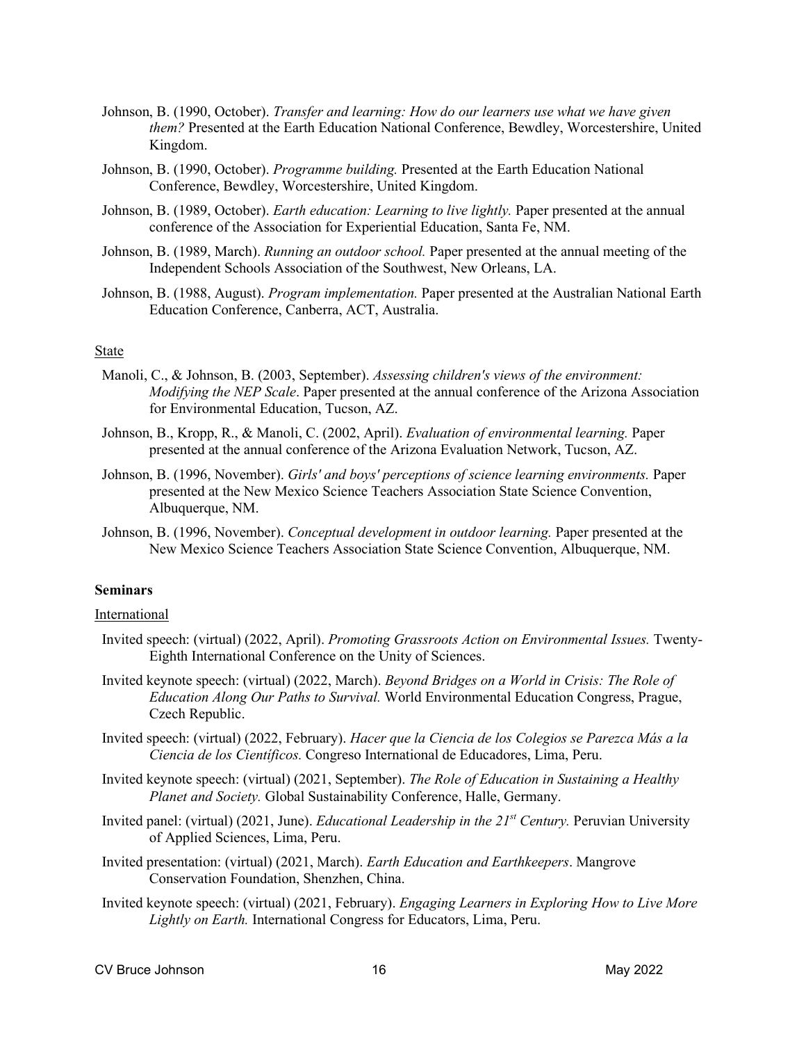Johnson, B. (1990, October). *Transfer and learning: How do our learners use what we have given them?* Presented at the Earth Education National Conference, Bewdley, Worcestershire, United Kingdom.

Johnson, B. (1990, October). *Programme building.* Presented at the Earth Education National Conference, Bewdley, Worcestershire, United Kingdom.

Johnson, B. (1989, October). *Earth education: Learning to live lightly.* Paper presented at the annual conference of the Association for Experiential Education, Santa Fe, NM.

Johnson, B. (1989, March). *Running an outdoor school.* Paper presented at the annual meeting of the Independent Schools Association of the Southwest, New Orleans, LA.

Johnson, B. (1988, August). *Program implementation.* Paper presented at the Australian National Earth Education Conference, Canberra, ACT, Australia.

<u>State</u>

Manoli, C., & Johnson, B. (2003, September). *Assessing children's views of the environment: Modifying the NEP Scale*. Paper presented at the annual conference of the Arizona Association for Environmental Education, Tucson, AZ.

Johnson, B., Kropp, R., & Manoli, C. (2002, April). *Evaluation of environmental learning.* Paper presented at the annual conference of the Arizona Evaluation Network, Tucson, AZ.

Johnson, B. (1996, November). *Girls' and boys' perceptions of science learning environments.* Paper presented at the New Mexico Science Teachers Association State Science Convention, Albuquerque, NM.

Johnson, B. (1996, November). *Conceptual development in outdoor learning.* Paper presented at the New Mexico Science Teachers Association State Science Convention, Albuquerque, NM.

**Seminars**

<u>International</u>

Invited speech: (virtual) (2022, April). *Promoting Grassroots Action on Environmental Issues.* Twenty-Eighth International Conference on the Unity of Sciences.

Invited keynote speech: (virtual) (2022, March). *Beyond Bridges on a World in Crisis: The Role of Education Along Our Paths to Survival.* World Environmental Education Congress, Prague, Czech Republic.

Invited speech: (virtual) (2022, February). *Hacer que la Ciencia de los Colegios se Parezca Más a la Ciencia de los Científicos.* Congreso International de Educadores, Lima, Peru.

Invited keynote speech: (virtual) (2021, September). *The Role of Education in Sustaining a Healthy Planet and Society.* Global Sustainability Conference, Halle, Germany.

Invited panel: (virtual) (2021, June). *Educational Leadership in the 21st Century.* Peruvian University of Applied Sciences, Lima, Peru.

Invited presentation: (virtual) (2021, March). *Earth Education and Earthkeepers*. Mangrove Conservation Foundation, Shenzhen, China.

Invited keynote speech: (virtual) (2021, February). *Engaging Learners in Exploring How to Live More Lightly on Earth.* International Congress for Educators, Lima, Peru.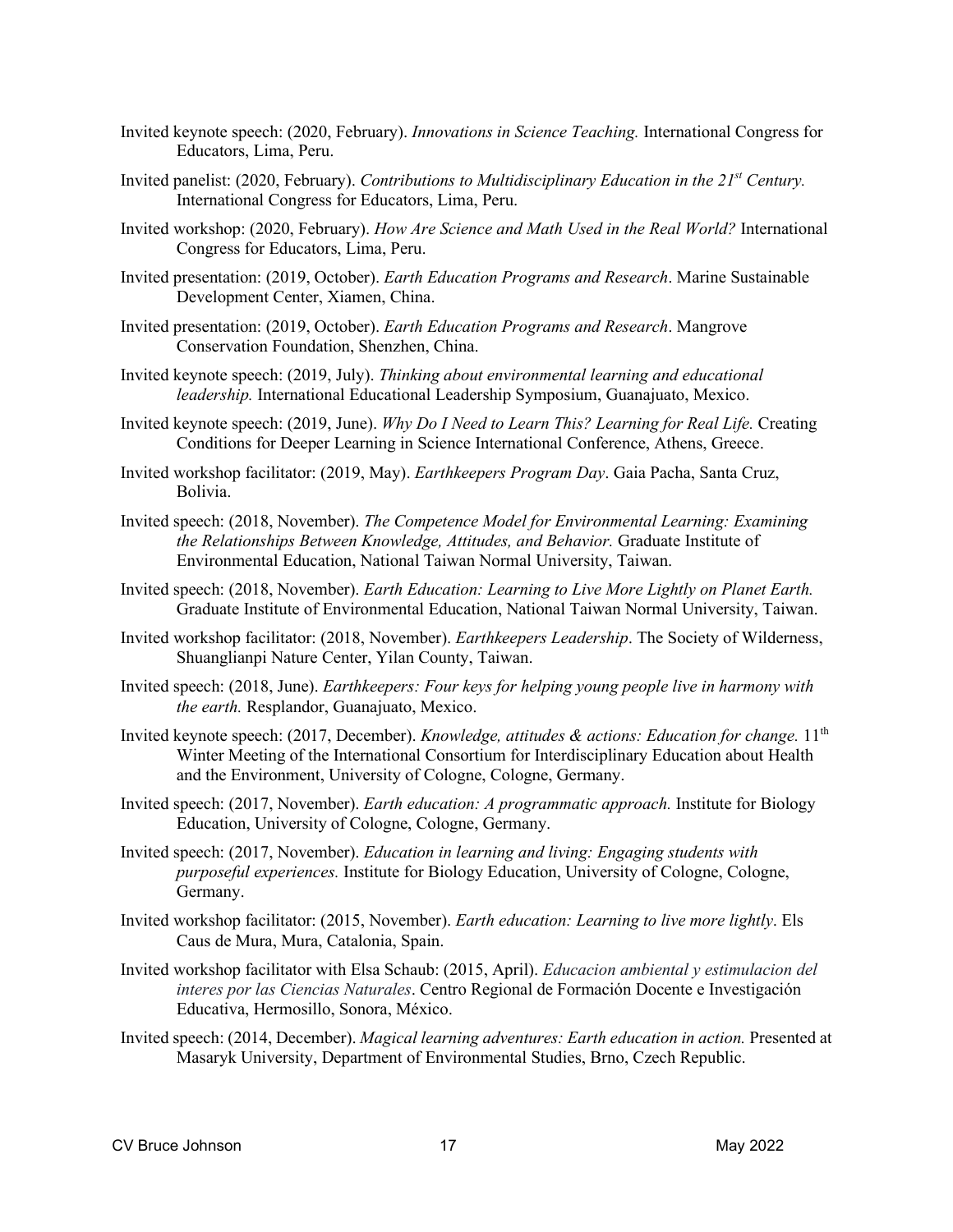Invited keynote speech: (2020, February). *Innovations in Science Teaching.* International Congress for Educators, Lima, Peru.

Invited panelist: (2020, February). *Contributions to Multidisciplinary Education in the 21st Century.* International Congress for Educators, Lima, Peru.

Invited workshop: (2020, February). *How Are Science and Math Used in the Real World?* International Congress for Educators, Lima, Peru.

Invited presentation: (2019, October). *Earth Education Programs and Research*. Marine Sustainable Development Center, Xiamen, China.

Invited presentation: (2019, October). *Earth Education Programs and Research*. Mangrove Conservation Foundation, Shenzhen, China.

Invited keynote speech: (2019, July). *Thinking about environmental learning and educational leadership.* International Educational Leadership Symposium, Guanajuato, Mexico.

Invited keynote speech: (2019, June). *Why Do I Need to Learn This? Learning for Real Life.* Creating Conditions for Deeper Learning in Science International Conference, Athens, Greece.

Invited workshop facilitator: (2019, May). *Earthkeepers Program Day*. Gaia Pacha, Santa Cruz, Bolivia.

Invited speech: (2018, November). *The Competence Model for Environmental Learning: Examining the Relationships Between Knowledge, Attitudes, and Behavior.* Graduate Institute of Environmental Education, National Taiwan Normal University, Taiwan.

Invited speech: (2018, November). *Earth Education: Learning to Live More Lightly on Planet Earth.* Graduate Institute of Environmental Education, National Taiwan Normal University, Taiwan.

Invited workshop facilitator: (2018, November). *Earthkeepers Leadership*. The Society of Wilderness, Shuanglianpi Nature Center, Yilan County, Taiwan.

Invited speech: (2018, June). *Earthkeepers: Four keys for helping young people live in harmony with the earth.* Resplandor, Guanajuato, Mexico.

Invited keynote speech: (2017, December). *Knowledge, attitudes & actions: Education for change.* 11th Winter Meeting of the International Consortium for Interdisciplinary Education about Health and the Environment, University of Cologne, Cologne, Germany.

Invited speech: (2017, November). *Earth education: A programmatic approach.* Institute for Biology Education, University of Cologne, Cologne, Germany.

Invited speech: (2017, November). *Education in learning and living: Engaging students with purposeful experiences.* Institute for Biology Education, University of Cologne, Cologne, Germany.

Invited workshop facilitator: (2015, November). *Earth education: Learning to live more lightly*. Els Caus de Mura, Mura, Catalonia, Spain.

Invited workshop facilitator with Elsa Schaub: (2015, April). *Educacion ambiental y estimulacion del interes por las Ciencias Naturales*. Centro Regional de Formación Docente e Investigación Educativa, Hermosillo, Sonora, México.

Invited speech: (2014, December). *Magical learning adventures: Earth education in action.* Presented at Masaryk University, Department of Environmental Studies, Brno, Czech Republic.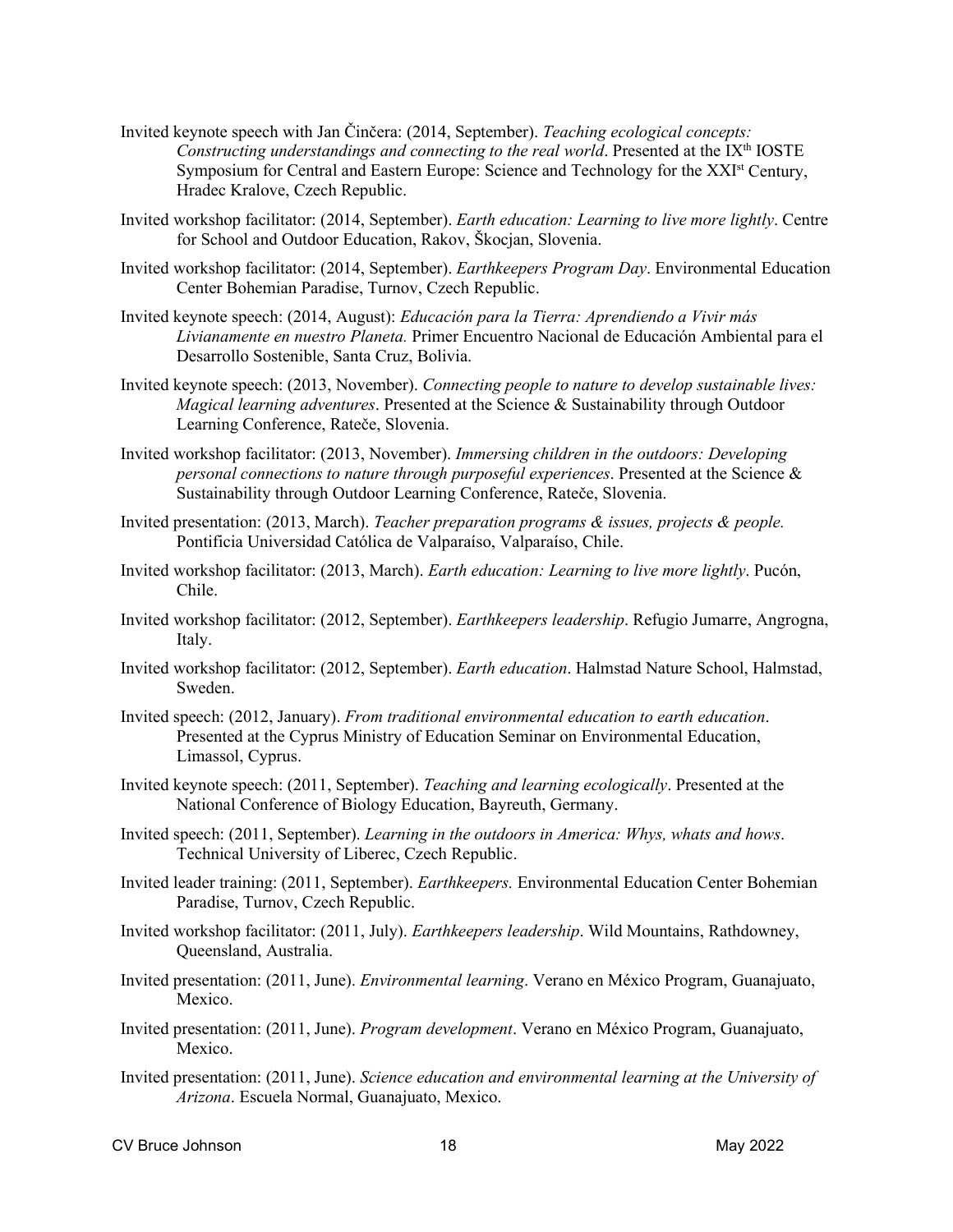Invited keynote speech with Jan Činčera: (2014, September). *Teaching ecological concepts: Constructing understandings and connecting to the real world*. Presented at the IX$^{th}$ IOSTE Symposium for Central and Eastern Europe: Science and Technology for the XXI$^{st}$ Century, Hradec Kralove, Czech Republic.

Invited workshop facilitator: (2014, September). *Earth education: Learning to live more lightly*. Centre for School and Outdoor Education, Rakov, Škocjan, Slovenia.

Invited workshop facilitator: (2014, September). *Earthkeepers Program Day*. Environmental Education Center Bohemian Paradise, Turnov, Czech Republic.

Invited keynote speech: (2014, August): *Educación para la Tierra: Aprendiendo a Vivir más Livianamente en nuestro Planeta.* Primer Encuentro Nacional de Educación Ambiental para el Desarrollo Sostenible, Santa Cruz, Bolivia.

Invited keynote speech: (2013, November). *Connecting people to nature to develop sustainable lives: Magical learning adventures*. Presented at the Science & Sustainability through Outdoor Learning Conference, Rateče, Slovenia.

Invited workshop facilitator: (2013, November). *Immersing children in the outdoors: Developing personal connections to nature through purposeful experiences*. Presented at the Science & Sustainability through Outdoor Learning Conference, Rateče, Slovenia.

Invited presentation: (2013, March). *Teacher preparation programs & issues, projects & people.* Pontificia Universidad Católica de Valparaíso, Valparaíso, Chile.

Invited workshop facilitator: (2013, March). *Earth education: Learning to live more lightly*. Pucón, Chile.

Invited workshop facilitator: (2012, September). *Earthkeepers leadership*. Refugio Jumarre, Angrogna, Italy.

Invited workshop facilitator: (2012, September). *Earth education*. Halmstad Nature School, Halmstad, Sweden.

Invited speech: (2012, January). *From traditional environmental education to earth education*. Presented at the Cyprus Ministry of Education Seminar on Environmental Education, Limassol, Cyprus.

Invited keynote speech: (2011, September). *Teaching and learning ecologically*. Presented at the National Conference of Biology Education, Bayreuth, Germany.

Invited speech: (2011, September). *Learning in the outdoors in America: Whys, whats and hows*. Technical University of Liberec, Czech Republic.

Invited leader training: (2011, September). *Earthkeepers.* Environmental Education Center Bohemian Paradise, Turnov, Czech Republic.

Invited workshop facilitator: (2011, July). *Earthkeepers leadership*. Wild Mountains, Rathdowney, Queensland, Australia.

Invited presentation: (2011, June). *Environmental learning*. Verano en México Program, Guanajuato, Mexico.

Invited presentation: (2011, June). *Program development*. Verano en México Program, Guanajuato, Mexico.

Invited presentation: (2011, June). *Science education and environmental learning at the University of Arizona*. Escuela Normal, Guanajuato, Mexico.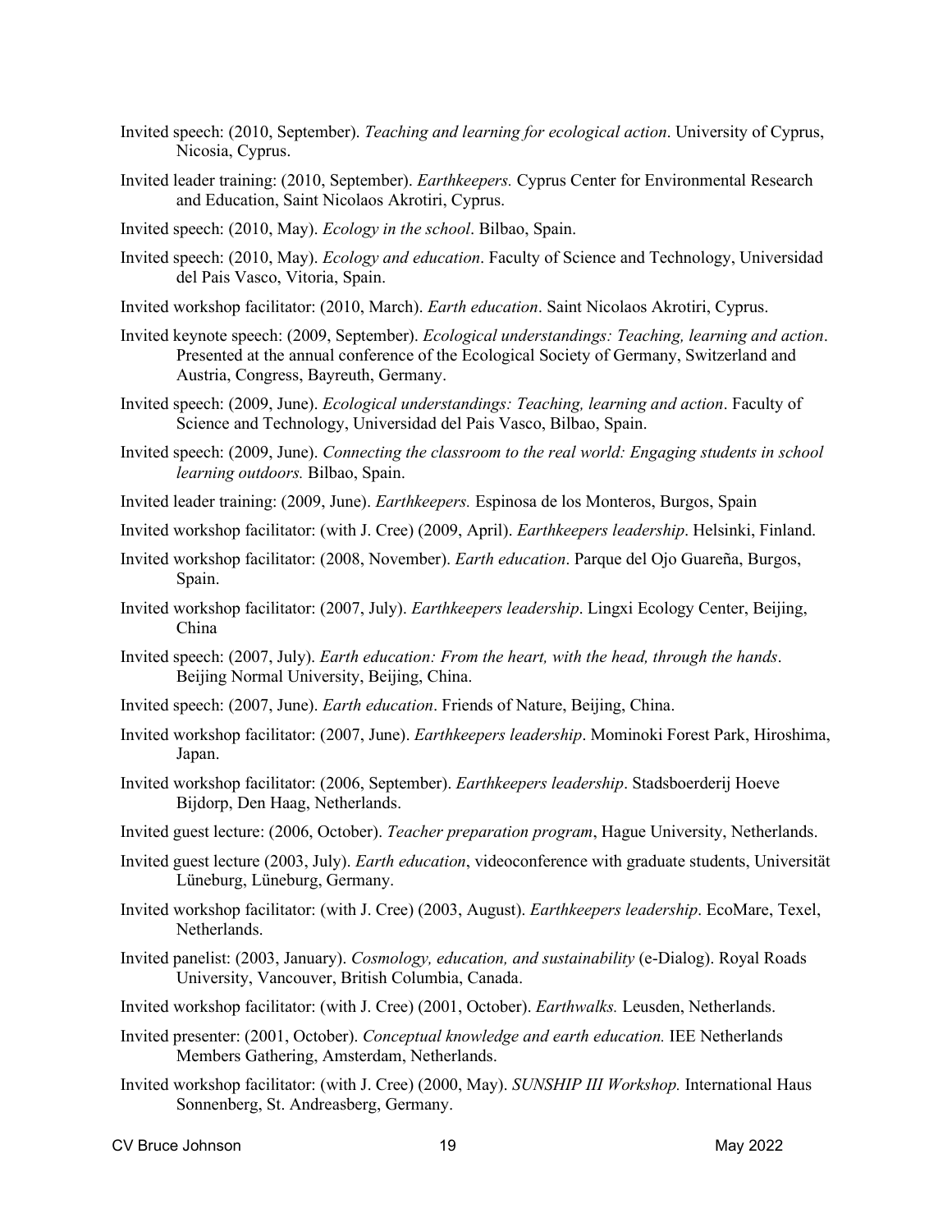Invited speech: (2010, September). *Teaching and learning for ecological action*. University of Cyprus, Nicosia, Cyprus.

Invited leader training: (2010, September). *Earthkeepers.* Cyprus Center for Environmental Research and Education, Saint Nicolaos Akrotiri, Cyprus.

Invited speech: (2010, May). *Ecology in the school*. Bilbao, Spain.

Invited speech: (2010, May). *Ecology and education*. Faculty of Science and Technology, Universidad del Pais Vasco, Vitoria, Spain.

Invited workshop facilitator: (2010, March). *Earth education*. Saint Nicolaos Akrotiri, Cyprus.

Invited keynote speech: (2009, September). *Ecological understandings: Teaching, learning and action*. Presented at the annual conference of the Ecological Society of Germany, Switzerland and Austria, Congress, Bayreuth, Germany.

Invited speech: (2009, June). *Ecological understandings: Teaching, learning and action*. Faculty of Science and Technology, Universidad del Pais Vasco, Bilbao, Spain.

Invited speech: (2009, June). *Connecting the classroom to the real world: Engaging students in school learning outdoors.* Bilbao, Spain.

Invited leader training: (2009, June). *Earthkeepers.* Espinosa de los Monteros, Burgos, Spain

Invited workshop facilitator: (with J. Cree) (2009, April). *Earthkeepers leadership*. Helsinki, Finland.

Invited workshop facilitator: (2008, November). *Earth education*. Parque del Ojo Guareña, Burgos, Spain.

Invited workshop facilitator: (2007, July). *Earthkeepers leadership*. Lingxi Ecology Center, Beijing, China

Invited speech: (2007, July). *Earth education: From the heart, with the head, through the hands*. Beijing Normal University, Beijing, China.

Invited speech: (2007, June). *Earth education*. Friends of Nature, Beijing, China.

Invited workshop facilitator: (2007, June). *Earthkeepers leadership*. Mominoki Forest Park, Hiroshima, Japan.

Invited workshop facilitator: (2006, September). *Earthkeepers leadership*. Stadsboerderij Hoeve Bijdorp, Den Haag, Netherlands.

Invited guest lecture: (2006, October). *Teacher preparation program*, Hague University, Netherlands.

Invited guest lecture (2003, July). *Earth education*, videoconference with graduate students, Universität Lüneburg, Lüneburg, Germany.

Invited workshop facilitator: (with J. Cree) (2003, August). *Earthkeepers leadership*. EcoMare, Texel, Netherlands.

Invited panelist: (2003, January). *Cosmology, education, and sustainability* (e-Dialog). Royal Roads University, Vancouver, British Columbia, Canada.

Invited workshop facilitator: (with J. Cree) (2001, October). *Earthwalks.* Leusden, Netherlands.

Invited presenter: (2001, October). *Conceptual knowledge and earth education.* IEE Netherlands Members Gathering, Amsterdam, Netherlands.

Invited workshop facilitator: (with J. Cree) (2000, May). *SUNSHIP III Workshop.* International Haus Sonnenberg, St. Andreasberg, Germany.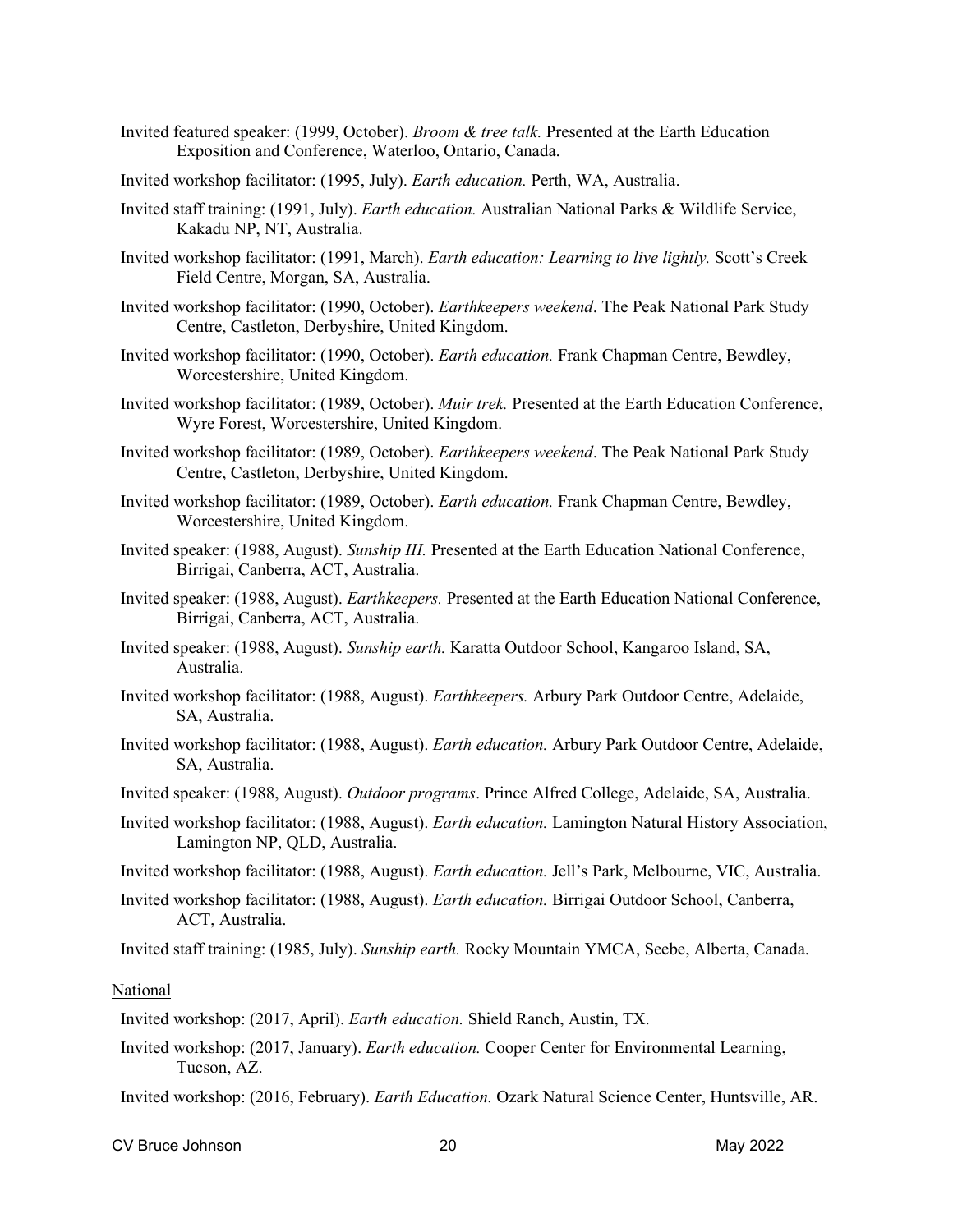Invited featured speaker: (1999, October). *Broom & tree talk.* Presented at the Earth Education Exposition and Conference, Waterloo, Ontario, Canada.

Invited workshop facilitator: (1995, July). *Earth education.* Perth, WA, Australia.

Invited staff training: (1991, July). *Earth education.* Australian National Parks & Wildlife Service, Kakadu NP, NT, Australia.

Invited workshop facilitator: (1991, March). *Earth education: Learning to live lightly.* Scott's Creek Field Centre, Morgan, SA, Australia.

Invited workshop facilitator: (1990, October). *Earthkeepers weekend*. The Peak National Park Study Centre, Castleton, Derbyshire, United Kingdom.

Invited workshop facilitator: (1990, October). *Earth education.* Frank Chapman Centre, Bewdley, Worcestershire, United Kingdom.

Invited workshop facilitator: (1989, October). *Muir trek.* Presented at the Earth Education Conference, Wyre Forest, Worcestershire, United Kingdom.

Invited workshop facilitator: (1989, October). *Earthkeepers weekend*. The Peak National Park Study Centre, Castleton, Derbyshire, United Kingdom.

Invited workshop facilitator: (1989, October). *Earth education.* Frank Chapman Centre, Bewdley, Worcestershire, United Kingdom.

Invited speaker: (1988, August). *Sunship III.* Presented at the Earth Education National Conference, Birrigai, Canberra, ACT, Australia.

Invited speaker: (1988, August). *Earthkeepers.* Presented at the Earth Education National Conference, Birrigai, Canberra, ACT, Australia.

Invited speaker: (1988, August). *Sunship earth.* Karatta Outdoor School, Kangaroo Island, SA, Australia.

Invited workshop facilitator: (1988, August). *Earthkeepers.* Arbury Park Outdoor Centre, Adelaide, SA, Australia.

Invited workshop facilitator: (1988, August). *Earth education.* Arbury Park Outdoor Centre, Adelaide, SA, Australia.

Invited speaker: (1988, August). *Outdoor programs*. Prince Alfred College, Adelaide, SA, Australia.

Invited workshop facilitator: (1988, August). *Earth education.* Lamington Natural History Association, Lamington NP, QLD, Australia.

Invited workshop facilitator: (1988, August). *Earth education.* Jell's Park, Melbourne, VIC, Australia.

Invited workshop facilitator: (1988, August). *Earth education.* Birrigai Outdoor School, Canberra, ACT, Australia.

Invited staff training: (1985, July). *Sunship earth.* Rocky Mountain YMCA, Seebe, Alberta, Canada.

National

Invited workshop: (2017, April). *Earth education.* Shield Ranch, Austin, TX.

Invited workshop: (2017, January). *Earth education.* Cooper Center for Environmental Learning, Tucson, AZ.

Invited workshop: (2016, February). *Earth Education.* Ozark Natural Science Center, Huntsville, AR.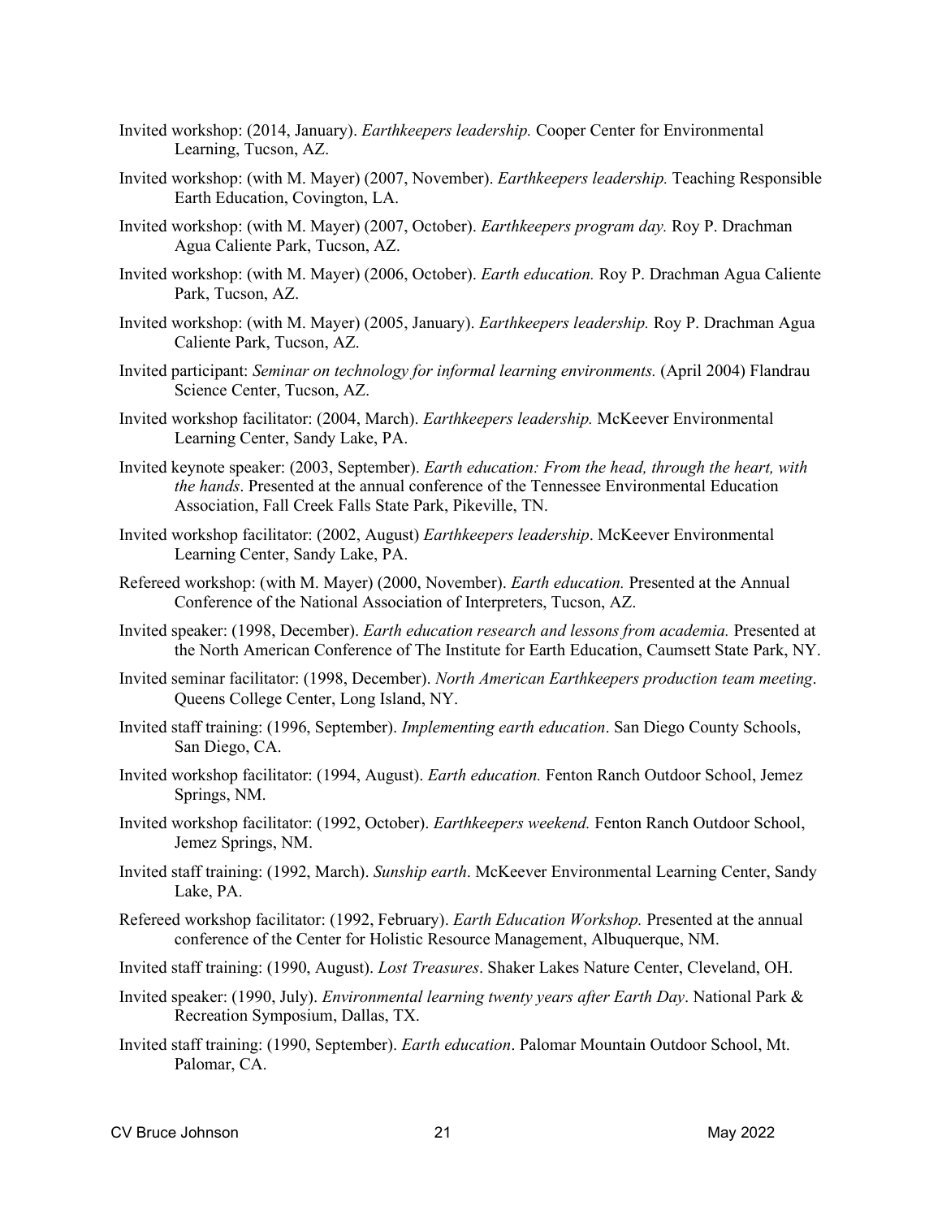Invited workshop: (2014, January). *Earthkeepers leadership.* Cooper Center for Environmental Learning, Tucson, AZ.

Invited workshop: (with M. Mayer) (2007, November). *Earthkeepers leadership.* Teaching Responsible Earth Education, Covington, LA.

Invited workshop: (with M. Mayer) (2007, October). *Earthkeepers program day.* Roy P. Drachman Agua Caliente Park, Tucson, AZ.

Invited workshop: (with M. Mayer) (2006, October). *Earth education.* Roy P. Drachman Agua Caliente Park, Tucson, AZ.

Invited workshop: (with M. Mayer) (2005, January). *Earthkeepers leadership.* Roy P. Drachman Agua Caliente Park, Tucson, AZ.

Invited participant: *Seminar on technology for informal learning environments.* (April 2004) Flandrau Science Center, Tucson, AZ.

Invited workshop facilitator: (2004, March). *Earthkeepers leadership.* McKeever Environmental Learning Center, Sandy Lake, PA.

Invited keynote speaker: (2003, September). *Earth education: From the head, through the heart, with the hands*. Presented at the annual conference of the Tennessee Environmental Education Association, Fall Creek Falls State Park, Pikeville, TN.

Invited workshop facilitator: (2002, August) *Earthkeepers leadership*. McKeever Environmental Learning Center, Sandy Lake, PA.

Refereed workshop: (with M. Mayer) (2000, November). *Earth education.* Presented at the Annual Conference of the National Association of Interpreters, Tucson, AZ.

Invited speaker: (1998, December). *Earth education research and lessons from academia.* Presented at the North American Conference of The Institute for Earth Education, Caumsett State Park, NY.

Invited seminar facilitator: (1998, December). *North American Earthkeepers production team meeting*. Queens College Center, Long Island, NY.

Invited staff training: (1996, September). *Implementing earth education*. San Diego County Schools, San Diego, CA.

Invited workshop facilitator: (1994, August). *Earth education.* Fenton Ranch Outdoor School, Jemez Springs, NM.

Invited workshop facilitator: (1992, October). *Earthkeepers weekend.* Fenton Ranch Outdoor School, Jemez Springs, NM.

Invited staff training: (1992, March). *Sunship earth*. McKeever Environmental Learning Center, Sandy Lake, PA.

Refereed workshop facilitator: (1992, February). *Earth Education Workshop.* Presented at the annual conference of the Center for Holistic Resource Management, Albuquerque, NM.

Invited staff training: (1990, August). *Lost Treasures*. Shaker Lakes Nature Center, Cleveland, OH.

Invited speaker: (1990, July). *Environmental learning twenty years after Earth Day*. National Park & Recreation Symposium, Dallas, TX.

Invited staff training: (1990, September). *Earth education*. Palomar Mountain Outdoor School, Mt. Palomar, CA.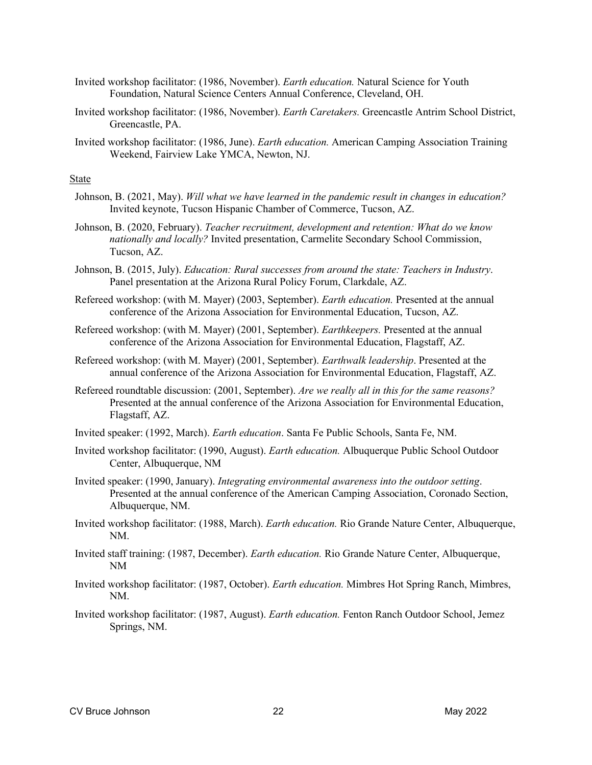Invited workshop facilitator: (1986, November). *Earth education.* Natural Science for Youth Foundation, Natural Science Centers Annual Conference, Cleveland, OH.

Invited workshop facilitator: (1986, November). *Earth Caretakers.* Greencastle Antrim School District, Greencastle, PA.

Invited workshop facilitator: (1986, June). *Earth education.* American Camping Association Training Weekend, Fairview Lake YMCA, Newton, NJ.

State

Johnson, B. (2021, May). *Will what we have learned in the pandemic result in changes in education?* Invited keynote, Tucson Hispanic Chamber of Commerce, Tucson, AZ.

Johnson, B. (2020, February). *Teacher recruitment, development and retention: What do we know nationally and locally?* Invited presentation, Carmelite Secondary School Commission, Tucson, AZ.

Johnson, B. (2015, July). *Education: Rural successes from around the state: Teachers in Industry*. Panel presentation at the Arizona Rural Policy Forum, Clarkdale, AZ.

Refereed workshop: (with M. Mayer) (2003, September). *Earth education.* Presented at the annual conference of the Arizona Association for Environmental Education, Tucson, AZ.

Refereed workshop: (with M. Mayer) (2001, September). *Earthkeepers.* Presented at the annual conference of the Arizona Association for Environmental Education, Flagstaff, AZ.

Refereed workshop: (with M. Mayer) (2001, September). *Earthwalk leadership*. Presented at the annual conference of the Arizona Association for Environmental Education, Flagstaff, AZ.

Refereed roundtable discussion: (2001, September). *Are we really all in this for the same reasons?* Presented at the annual conference of the Arizona Association for Environmental Education, Flagstaff, AZ.

Invited speaker: (1992, March). *Earth education*. Santa Fe Public Schools, Santa Fe, NM.

Invited workshop facilitator: (1990, August). *Earth education.* Albuquerque Public School Outdoor Center, Albuquerque, NM

Invited speaker: (1990, January). *Integrating environmental awareness into the outdoor setting*. Presented at the annual conference of the American Camping Association, Coronado Section, Albuquerque, NM.

Invited workshop facilitator: (1988, March). *Earth education.* Rio Grande Nature Center, Albuquerque, NM.

Invited staff training: (1987, December). *Earth education.* Rio Grande Nature Center, Albuquerque, NM

Invited workshop facilitator: (1987, October). *Earth education.* Mimbres Hot Spring Ranch, Mimbres, NM.

Invited workshop facilitator: (1987, August). *Earth education.* Fenton Ranch Outdoor School, Jemez Springs, NM.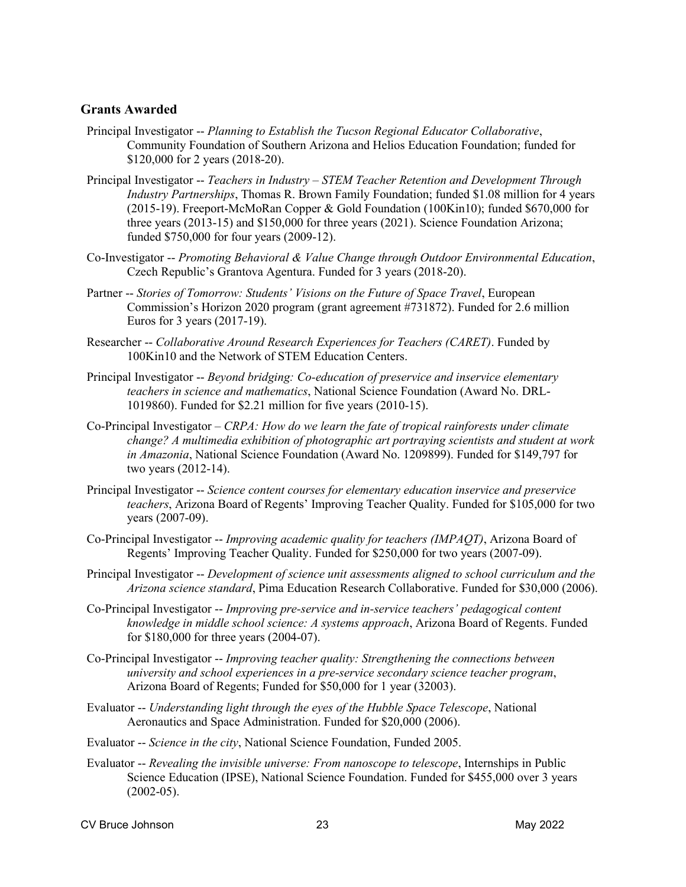## Grants Awarded

Principal Investigator -- *Planning to Establish the Tucson Regional Educator Collaborative*, Community Foundation of Southern Arizona and Helios Education Foundation; funded for $120,000 for 2 years (2018-20).

Principal Investigator -- *Teachers in Industry – STEM Teacher Retention and Development Through Industry Partnerships*, Thomas R. Brown Family Foundation; funded $1.08 million for 4 years (2015-19). Freeport-McMoRan Copper & Gold Foundation (100Kin10); funded $670,000 for three years (2013-15) and $150,000 for three years (2021). Science Foundation Arizona; funded $750,000 for four years (2009-12).

Co-Investigator -- *Promoting Behavioral & Value Change through Outdoor Environmental Education*, Czech Republic's Grantova Agentura. Funded for 3 years (2018-20).

Partner -- *Stories of Tomorrow: Students' Visions on the Future of Space Travel*, European Commission's Horizon 2020 program (grant agreement #731872). Funded for 2.6 million Euros for 3 years (2017-19).

Researcher -- *Collaborative Around Research Experiences for Teachers (CARET)*. Funded by 100Kin10 and the Network of STEM Education Centers.

Principal Investigator -- *Beyond bridging: Co-education of preservice and inservice elementary teachers in science and mathematics*, National Science Foundation (Award No. DRL-1019860). Funded for $2.21 million for five years (2010-15).

Co-Principal Investigator – *CRPA: How do we learn the fate of tropical rainforests under climate change? A multimedia exhibition of photographic art portraying scientists and student at work in Amazonia*, National Science Foundation (Award No. 1209899). Funded for $149,797 for two years (2012-14).

Principal Investigator -- *Science content courses for elementary education inservice and preservice teachers*, Arizona Board of Regents' Improving Teacher Quality. Funded for $105,000 for two years (2007-09).

Co-Principal Investigator -- *Improving academic quality for teachers (IMPAQT)*, Arizona Board of Regents' Improving Teacher Quality. Funded for $250,000 for two years (2007-09).

Principal Investigator -- *Development of science unit assessments aligned to school curriculum and the Arizona science standard*, Pima Education Research Collaborative. Funded for $30,000 (2006).

Co-Principal Investigator -- *Improving pre-service and in-service teachers' pedagogical content knowledge in middle school science: A systems approach*, Arizona Board of Regents. Funded for $180,000 for three years (2004-07).

Co-Principal Investigator -- *Improving teacher quality: Strengthening the connections between university and school experiences in a pre-service secondary science teacher program*, Arizona Board of Regents; Funded for $50,000 for 1 year (32003).

Evaluator -- *Understanding light through the eyes of the Hubble Space Telescope*, National Aeronautics and Space Administration. Funded for $20,000 (2006).

Evaluator -- *Science in the city*, National Science Foundation, Funded 2005.

Evaluator -- *Revealing the invisible universe: From nanoscope to telescope*, Internships in Public Science Education (IPSE), National Science Foundation. Funded for $455,000 over 3 years (2002-05).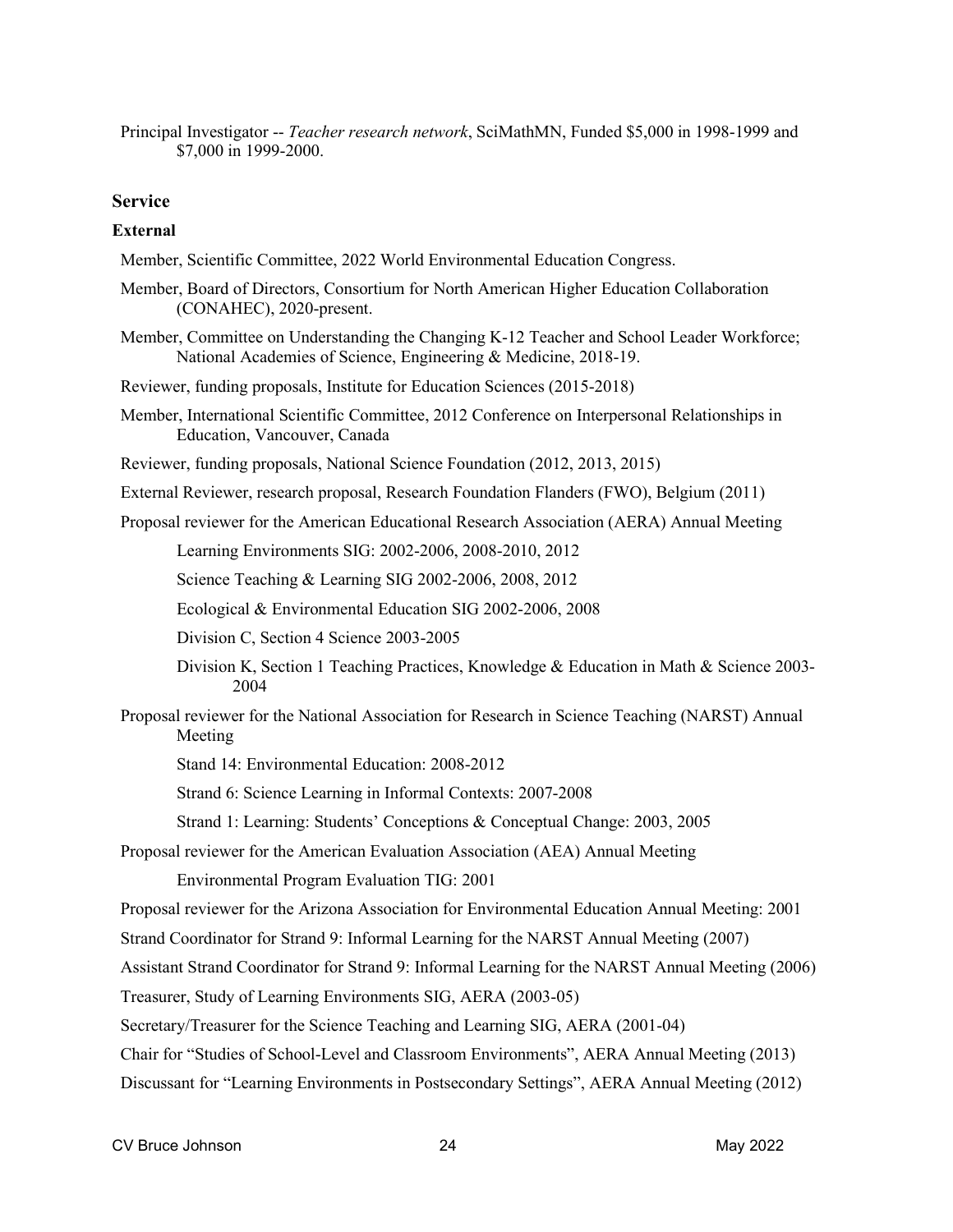Principal Investigator -- *Teacher research network*, SciMathMN, Funded $5,000 in 1998-1999 and $7,000 in 1999-2000.

## Service

### External

Member, Scientific Committee, 2022 World Environmental Education Congress.

Member, Board of Directors, Consortium for North American Higher Education Collaboration (CONAHEC), 2020-present.

Member, Committee on Understanding the Changing K-12 Teacher and School Leader Workforce; National Academies of Science, Engineering & Medicine, 2018-19.

Reviewer, funding proposals, Institute for Education Sciences (2015-2018)

Member, International Scientific Committee, 2012 Conference on Interpersonal Relationships in Education, Vancouver, Canada

Reviewer, funding proposals, National Science Foundation (2012, 2013, 2015)

External Reviewer, research proposal, Research Foundation Flanders (FWO), Belgium (2011)

Proposal reviewer for the American Educational Research Association (AERA) Annual Meeting

- Learning Environments SIG: 2002-2006, 2008-2010, 2012
- Science Teaching & Learning SIG 2002-2006, 2008, 2012
- Ecological & Environmental Education SIG 2002-2006, 2008
- Division C, Section 4 Science 2003-2005
- Division K, Section 1 Teaching Practices, Knowledge & Education in Math & Science 2003-2004

Proposal reviewer for the National Association for Research in Science Teaching (NARST) Annual Meeting

- Stand 14: Environmental Education: 2008-2012
- Strand 6: Science Learning in Informal Contexts: 2007-2008
- Strand 1: Learning: Students' Conceptions & Conceptual Change: 2003, 2005

Proposal reviewer for the American Evaluation Association (AEA) Annual Meeting

- Environmental Program Evaluation TIG: 2001

Proposal reviewer for the Arizona Association for Environmental Education Annual Meeting: 2001

Strand Coordinator for Strand 9: Informal Learning for the NARST Annual Meeting (2007)

Assistant Strand Coordinator for Strand 9: Informal Learning for the NARST Annual Meeting (2006)

Treasurer, Study of Learning Environments SIG, AERA (2003-05)

Secretary/Treasurer for the Science Teaching and Learning SIG, AERA (2001-04)

Chair for "Studies of School-Level and Classroom Environments", AERA Annual Meeting (2013)

Discussant for "Learning Environments in Postsecondary Settings", AERA Annual Meeting (2012)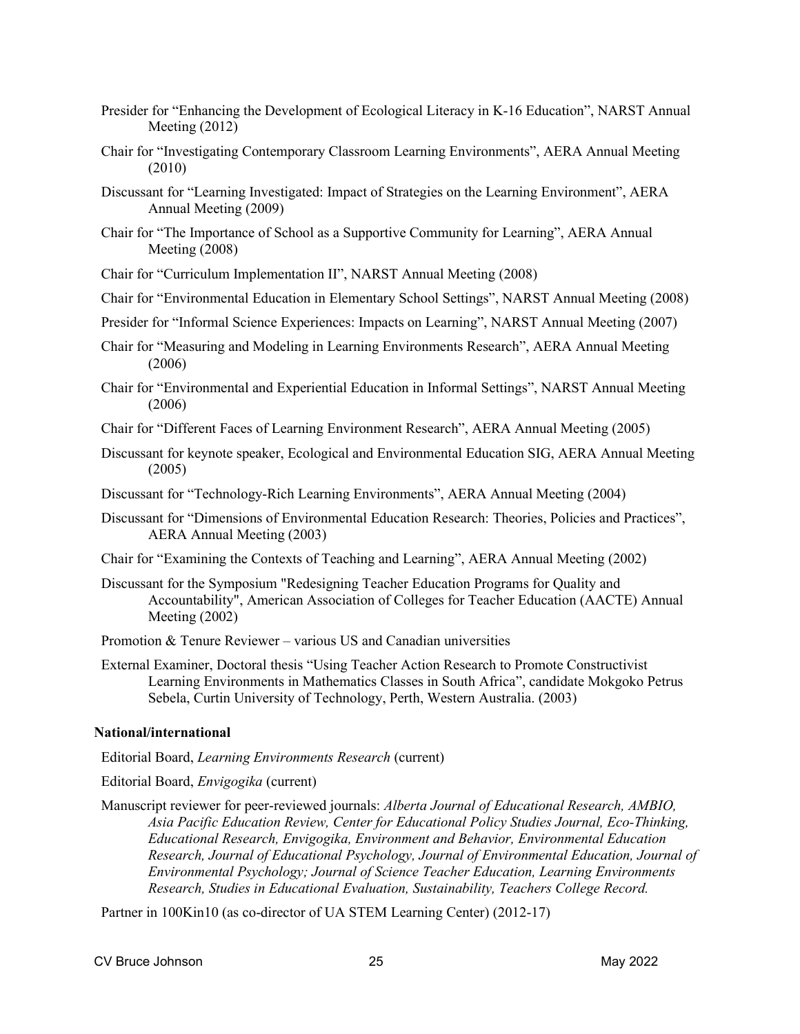Presider for “Enhancing the Development of Ecological Literacy in K-16 Education”, NARST Annual Meeting (2012)

Chair for “Investigating Contemporary Classroom Learning Environments”, AERA Annual Meeting (2010)

Discussant for “Learning Investigated: Impact of Strategies on the Learning Environment”, AERA Annual Meeting (2009)

Chair for “The Importance of School as a Supportive Community for Learning”, AERA Annual Meeting (2008)

Chair for “Curriculum Implementation II”, NARST Annual Meeting (2008)

Chair for “Environmental Education in Elementary School Settings”, NARST Annual Meeting (2008)

Presider for “Informal Science Experiences: Impacts on Learning”, NARST Annual Meeting (2007)

Chair for “Measuring and Modeling in Learning Environments Research”, AERA Annual Meeting (2006)

Chair for “Environmental and Experiential Education in Informal Settings”, NARST Annual Meeting (2006)

Chair for “Different Faces of Learning Environment Research”, AERA Annual Meeting (2005)

Discussant for keynote speaker, Ecological and Environmental Education SIG, AERA Annual Meeting (2005)

Discussant for “Technology-Rich Learning Environments”, AERA Annual Meeting (2004)

Discussant for “Dimensions of Environmental Education Research: Theories, Policies and Practices”, AERA Annual Meeting (2003)

Chair for “Examining the Contexts of Teaching and Learning”, AERA Annual Meeting (2002)

Discussant for the Symposium "Redesigning Teacher Education Programs for Quality and Accountability", American Association of Colleges for Teacher Education (AACTE) Annual Meeting (2002)

Promotion & Tenure Reviewer – various US and Canadian universities

External Examiner, Doctoral thesis “Using Teacher Action Research to Promote Constructivist Learning Environments in Mathematics Classes in South Africa”, candidate Mokgoko Petrus Sebela, Curtin University of Technology, Perth, Western Australia. (2003)

**National/international**

Editorial Board, *Learning Environments Research* (current)

Editorial Board, *Envigogika* (current)

Manuscript reviewer for peer-reviewed journals: *Alberta Journal of Educational Research, AMBIO, Asia Pacific Education Review, Center for Educational Policy Studies Journal, Eco-Thinking, Educational Research, Envigogika, Environment and Behavior, Environmental Education Research, Journal of Educational Psychology, Journal of Environmental Education, Journal of Environmental Psychology; Journal of Science Teacher Education, Learning Environments Research, Studies in Educational Evaluation, Sustainability, Teachers College Record.*

Partner in 100Kin10 (as co-director of UA STEM Learning Center) (2012-17)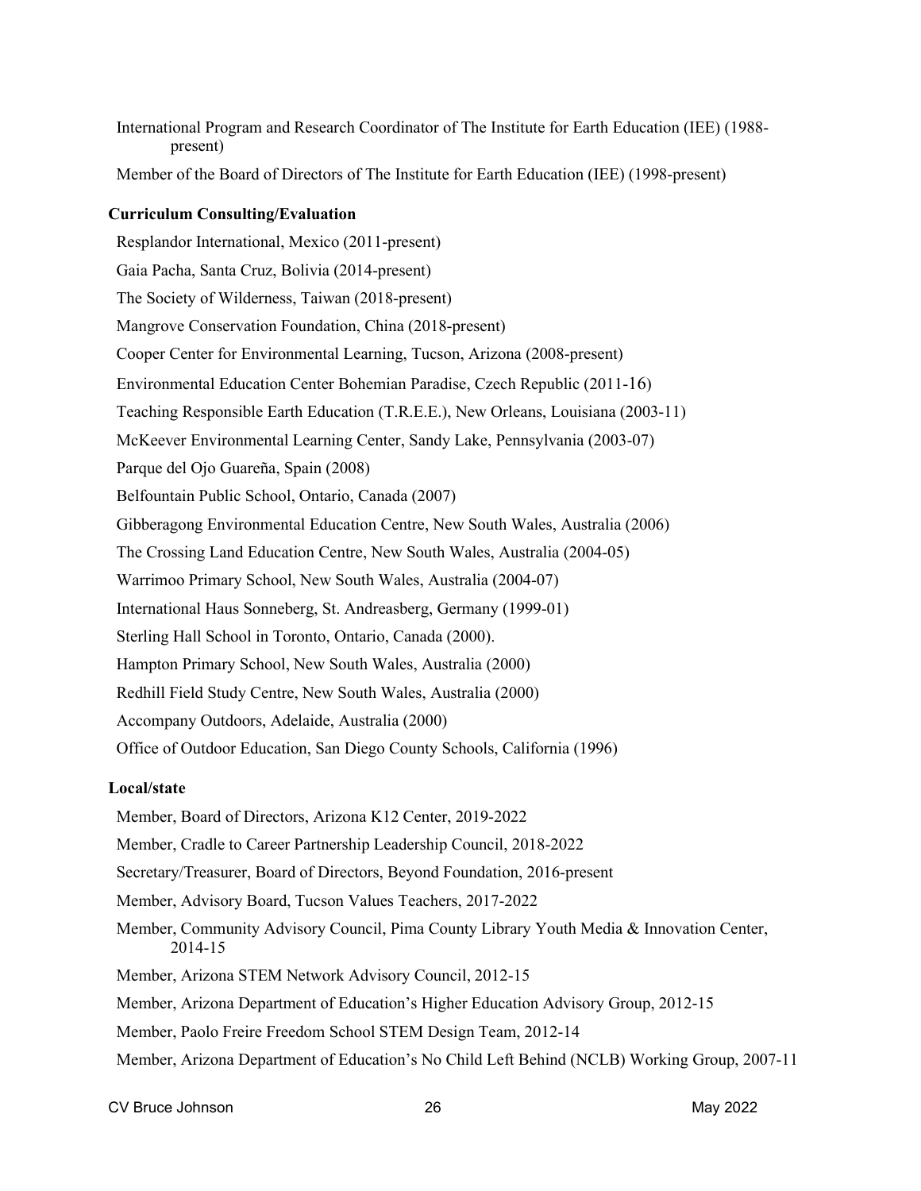International Program and Research Coordinator of The Institute for Earth Education (IEE) (1988-present)

Member of the Board of Directors of The Institute for Earth Education (IEE) (1998-present)

**Curriculum Consulting/Evaluation**

Resplandor International, Mexico (2011-present)

Gaia Pacha, Santa Cruz, Bolivia (2014-present)

The Society of Wilderness, Taiwan (2018-present)

Mangrove Conservation Foundation, China (2018-present)

Cooper Center for Environmental Learning, Tucson, Arizona (2008-present)

Environmental Education Center Bohemian Paradise, Czech Republic (2011-16)

Teaching Responsible Earth Education (T.R.E.E.), New Orleans, Louisiana (2003-11)

McKeever Environmental Learning Center, Sandy Lake, Pennsylvania (2003-07)

Parque del Ojo Guareña, Spain (2008)

Belfountain Public School, Ontario, Canada (2007)

Gibberagong Environmental Education Centre, New South Wales, Australia (2006)

The Crossing Land Education Centre, New South Wales, Australia (2004-05)

Warrimoo Primary School, New South Wales, Australia (2004-07)

International Haus Sonneberg, St. Andreasberg, Germany (1999-01)

Sterling Hall School in Toronto, Ontario, Canada (2000).

Hampton Primary School, New South Wales, Australia (2000)

Redhill Field Study Centre, New South Wales, Australia (2000)

Accompany Outdoors, Adelaide, Australia (2000)

Office of Outdoor Education, San Diego County Schools, California (1996)

**Local/state**

Member, Board of Directors, Arizona K12 Center, 2019-2022

Member, Cradle to Career Partnership Leadership Council, 2018-2022

Secretary/Treasurer, Board of Directors, Beyond Foundation, 2016-present

Member, Advisory Board, Tucson Values Teachers, 2017-2022

Member, Community Advisory Council, Pima County Library Youth Media & Innovation Center, 2014-15

Member, Arizona STEM Network Advisory Council, 2012-15

Member, Arizona Department of Education's Higher Education Advisory Group, 2012-15

Member, Paolo Freire Freedom School STEM Design Team, 2012-14

Member, Arizona Department of Education's No Child Left Behind (NCLB) Working Group, 2007-11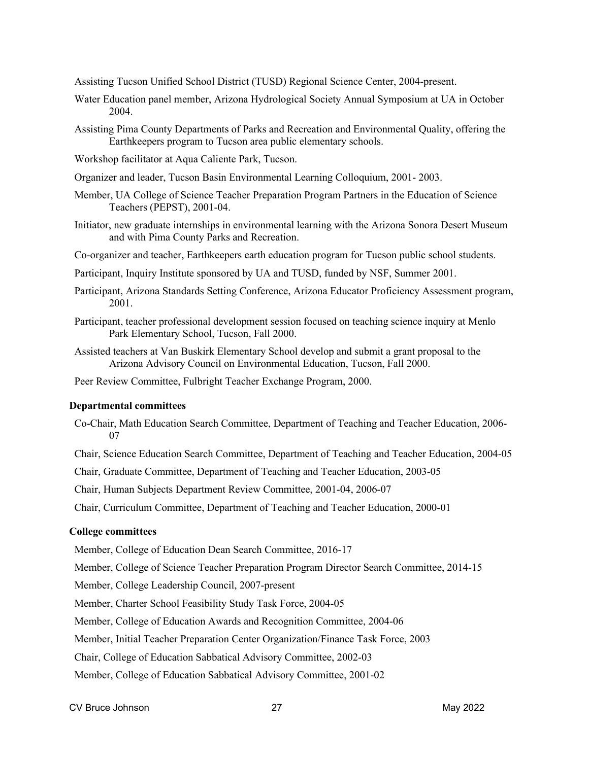Assisting Tucson Unified School District (TUSD) Regional Science Center, 2004-present.

Water Education panel member, Arizona Hydrological Society Annual Symposium at UA in October 2004.

Assisting Pima County Departments of Parks and Recreation and Environmental Quality, offering the Earthkeepers program to Tucson area public elementary schools.

Workshop facilitator at Aqua Caliente Park, Tucson.

Organizer and leader, Tucson Basin Environmental Learning Colloquium, 2001- 2003.

Member, UA College of Science Teacher Preparation Program Partners in the Education of Science Teachers (PEPST), 2001-04.

Initiator, new graduate internships in environmental learning with the Arizona Sonora Desert Museum and with Pima County Parks and Recreation.

Co-organizer and teacher, Earthkeepers earth education program for Tucson public school students.

Participant, Inquiry Institute sponsored by UA and TUSD, funded by NSF, Summer 2001.

Participant, Arizona Standards Setting Conference, Arizona Educator Proficiency Assessment program, 2001.

Participant, teacher professional development session focused on teaching science inquiry at Menlo Park Elementary School, Tucson, Fall 2000.

Assisted teachers at Van Buskirk Elementary School develop and submit a grant proposal to the Arizona Advisory Council on Environmental Education, Tucson, Fall 2000.

Peer Review Committee, Fulbright Teacher Exchange Program, 2000.

**Departmental committees**

Co-Chair, Math Education Search Committee, Department of Teaching and Teacher Education, 2006-07

Chair, Science Education Search Committee, Department of Teaching and Teacher Education, 2004-05

Chair, Graduate Committee, Department of Teaching and Teacher Education, 2003-05

Chair, Human Subjects Department Review Committee, 2001-04, 2006-07

Chair, Curriculum Committee, Department of Teaching and Teacher Education, 2000-01

**College committees**

Member, College of Education Dean Search Committee, 2016-17

Member, College of Science Teacher Preparation Program Director Search Committee, 2014-15

Member, College Leadership Council, 2007-present

Member, Charter School Feasibility Study Task Force, 2004-05

Member, College of Education Awards and Recognition Committee, 2004-06

Member, Initial Teacher Preparation Center Organization/Finance Task Force, 2003

Chair, College of Education Sabbatical Advisory Committee, 2002-03

Member, College of Education Sabbatical Advisory Committee, 2001-02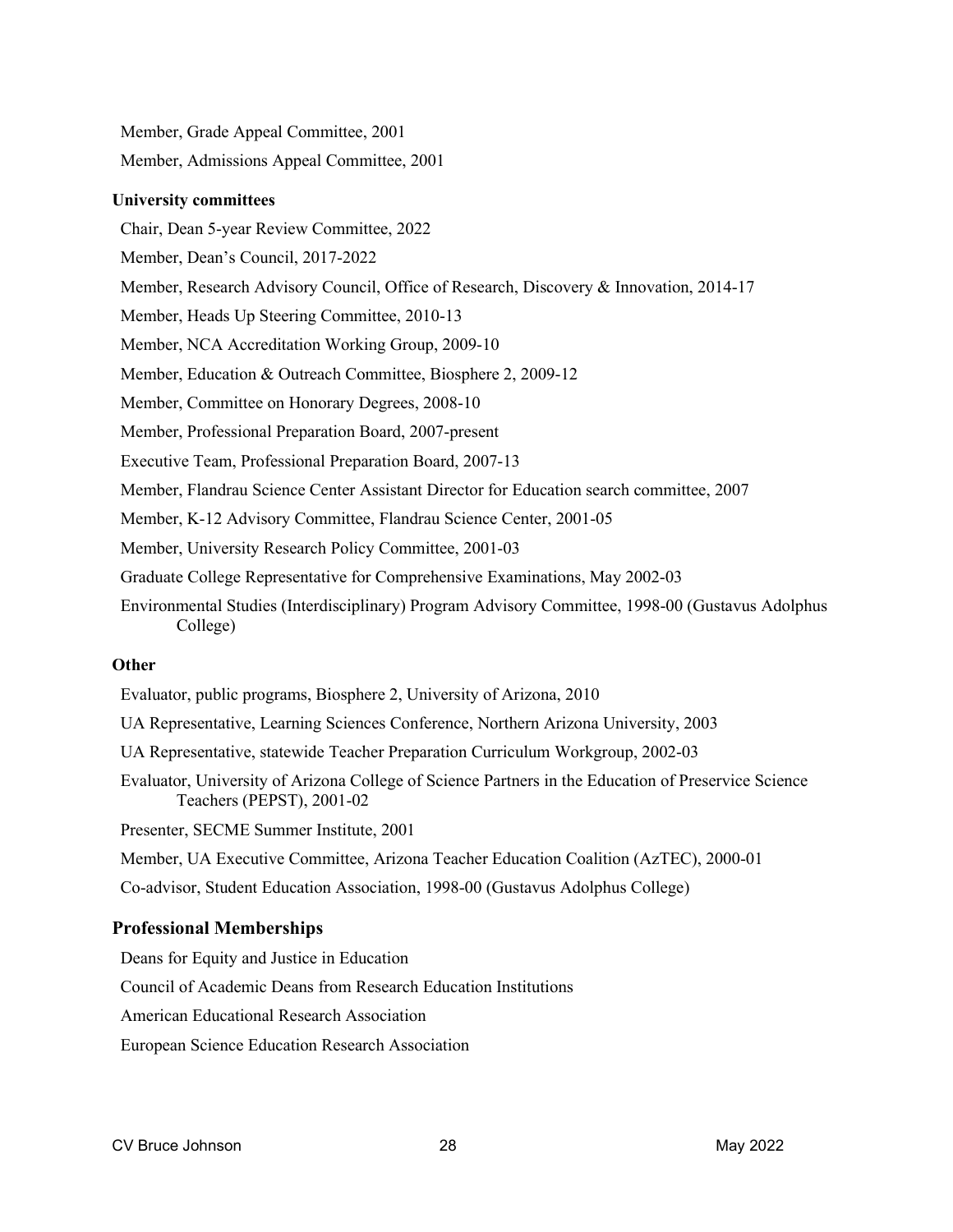Member, Grade Appeal Committee, 2001

Member, Admissions Appeal Committee, 2001

**University committees**

Chair, Dean 5-year Review Committee, 2022

Member, Dean's Council, 2017-2022

Member, Research Advisory Council, Office of Research, Discovery & Innovation, 2014-17

Member, Heads Up Steering Committee, 2010-13

Member, NCA Accreditation Working Group, 2009-10

Member, Education & Outreach Committee, Biosphere 2, 2009-12

Member, Committee on Honorary Degrees, 2008-10

Member, Professional Preparation Board, 2007-present

Executive Team, Professional Preparation Board, 2007-13

Member, Flandrau Science Center Assistant Director for Education search committee, 2007

Member, K-12 Advisory Committee, Flandrau Science Center, 2001-05

Member, University Research Policy Committee, 2001-03

Graduate College Representative for Comprehensive Examinations, May 2002-03

Environmental Studies (Interdisciplinary) Program Advisory Committee, 1998-00 (Gustavus Adolphus College)

**Other**

Evaluator, public programs, Biosphere 2, University of Arizona, 2010

UA Representative, Learning Sciences Conference, Northern Arizona University, 2003

UA Representative, statewide Teacher Preparation Curriculum Workgroup, 2002-03

Evaluator, University of Arizona College of Science Partners in the Education of Preservice Science Teachers (PEPST), 2001-02

Presenter, SECME Summer Institute, 2001

Member, UA Executive Committee, Arizona Teacher Education Coalition (AzTEC), 2000-01

Co-advisor, Student Education Association, 1998-00 (Gustavus Adolphus College)

## Professional Memberships

Deans for Equity and Justice in Education

Council of Academic Deans from Research Education Institutions

American Educational Research Association

European Science Education Research Association